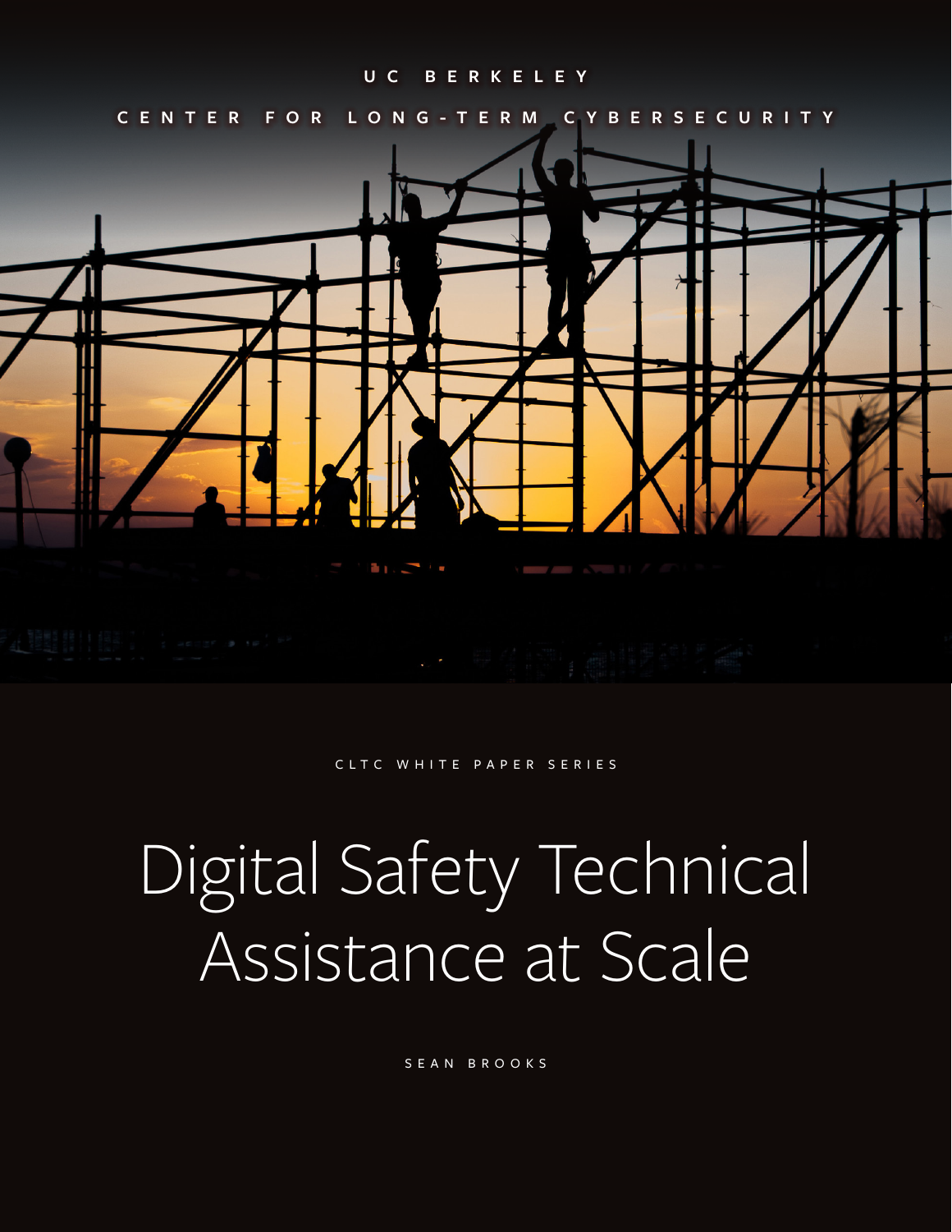UC BERKELEY

CENTER FOR LONG-TERM CYBERSECURITY

CLTC WHITE PAPER SERIES

# Digital Safety Technical Assistance at Scale

SEAN BROOKS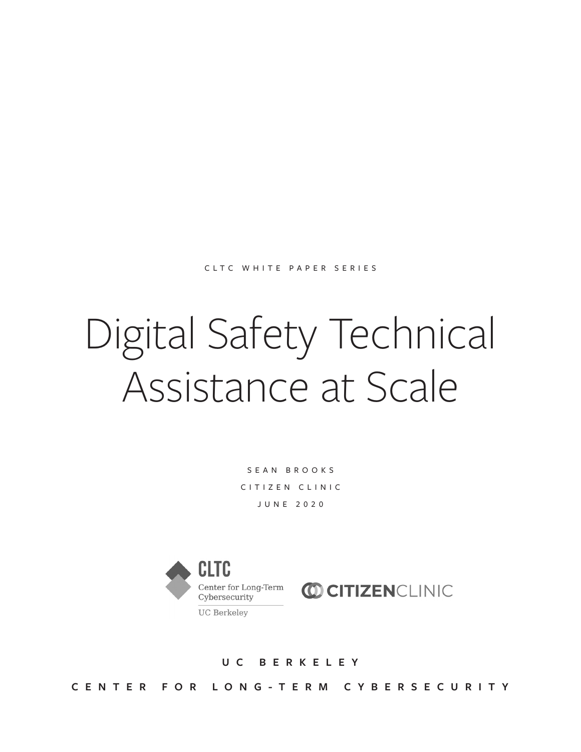CLTC WHITE PAPER SERIES

# Digital Safety Technical Assistance at Scale

SEAN BROOKS

CITIZEN CLINIC

JUNE 2020

UC BERKELEY

CENTER FOR LONG-TERM CYBERSECURITY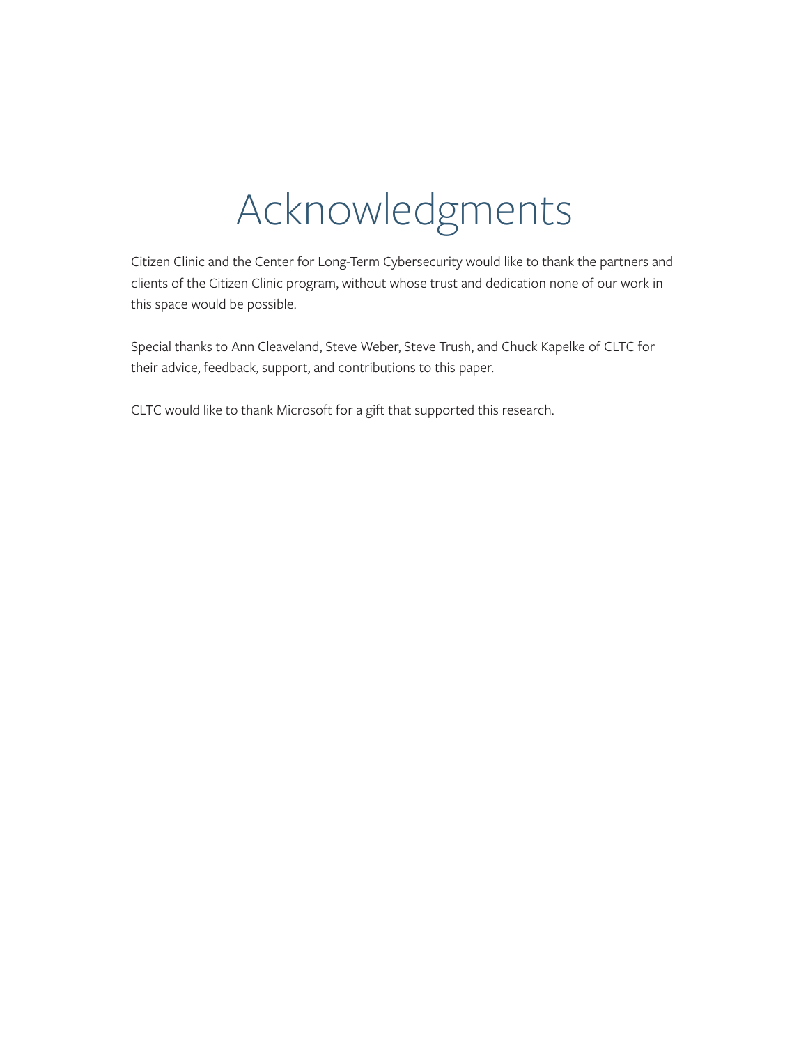# Acknowledgments

Citizen Clinic and the Center for Long-Term Cybersecurity would like to thank the partners and clients of the Citizen Clinic program, without whose trust and dedication none of our work in this space would be possible.

Special thanks to Ann Cleaveland, Steve Weber, Steve Trush, and Chuck Kapelke of CLTC for their advice, feedback, support, and contributions to this paper.

CLTC would like to thank Microsoft for a gift that supported this research.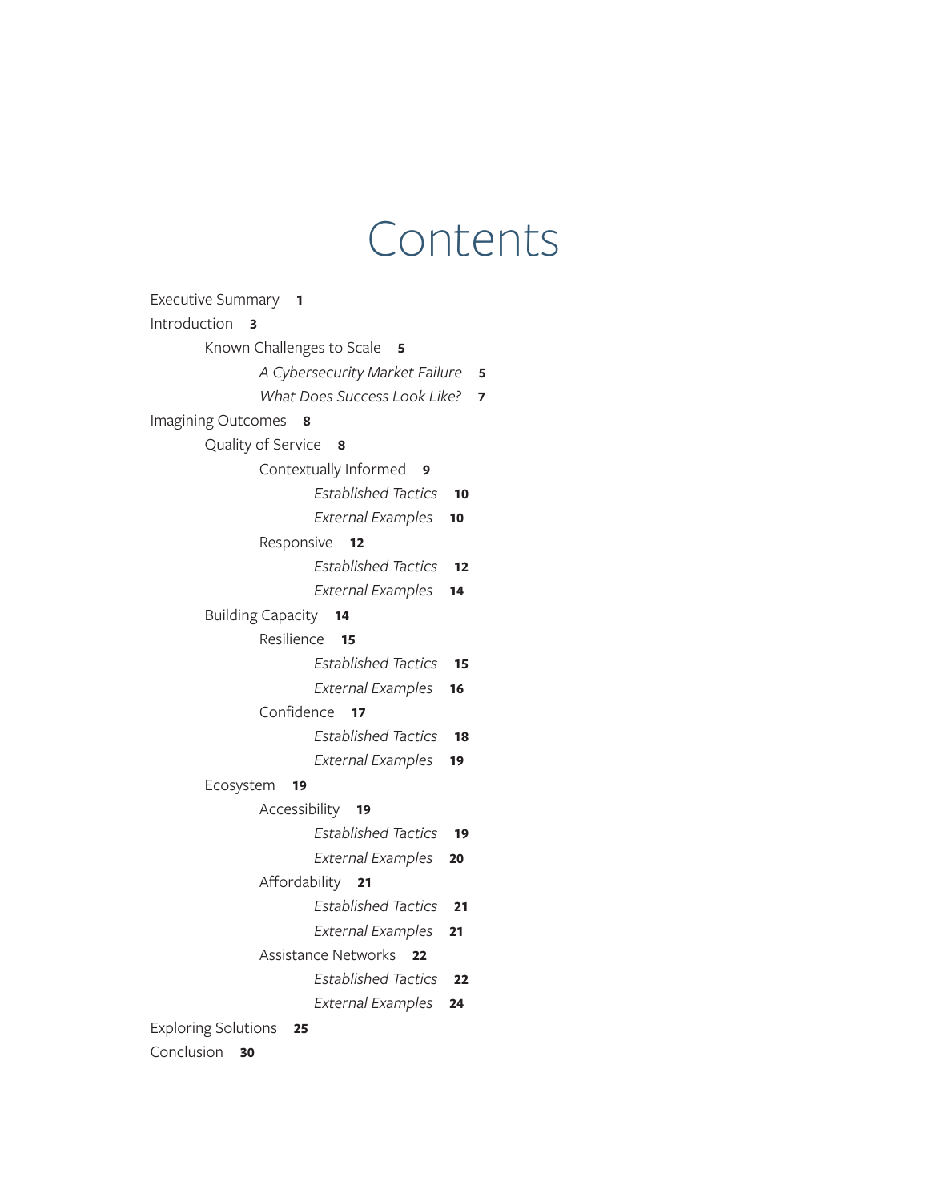# Contents

- Executive Summary **1**
- Introduction **3**
  - Known Challenges to Scale **5**
    - *A Cybersecurity Market Failure* **5**
    - *What Does Success Look Like?* **7**
- Imagining Outcomes **8**
  - Quality of Service **8**
    - Contextually Informed **9**
      - *Established Tactics* **10**
      - *External Examples* **10**
    - Responsive **12**
      - *Established Tactics* **12**
      - *External Examples* **14**
  - Building Capacity **14**
    - Resilience **15**
      - *Established Tactics* **15**
      - *External Examples* **16**
    - Confidence **17**
      - *Established Tactics* **18**
      - *External Examples* **19**
  - Ecosystem **19**
    - Accessibility **19**
      - *Established Tactics* **19**
      - *External Examples* **20**
    - Affordability **21**
      - *Established Tactics* **21**
      - *External Examples* **21**
    - Assistance Networks **22**
      - *Established Tactics* **22**
      - *External Examples* **24**
- Exploring Solutions **25**
- Conclusion **30**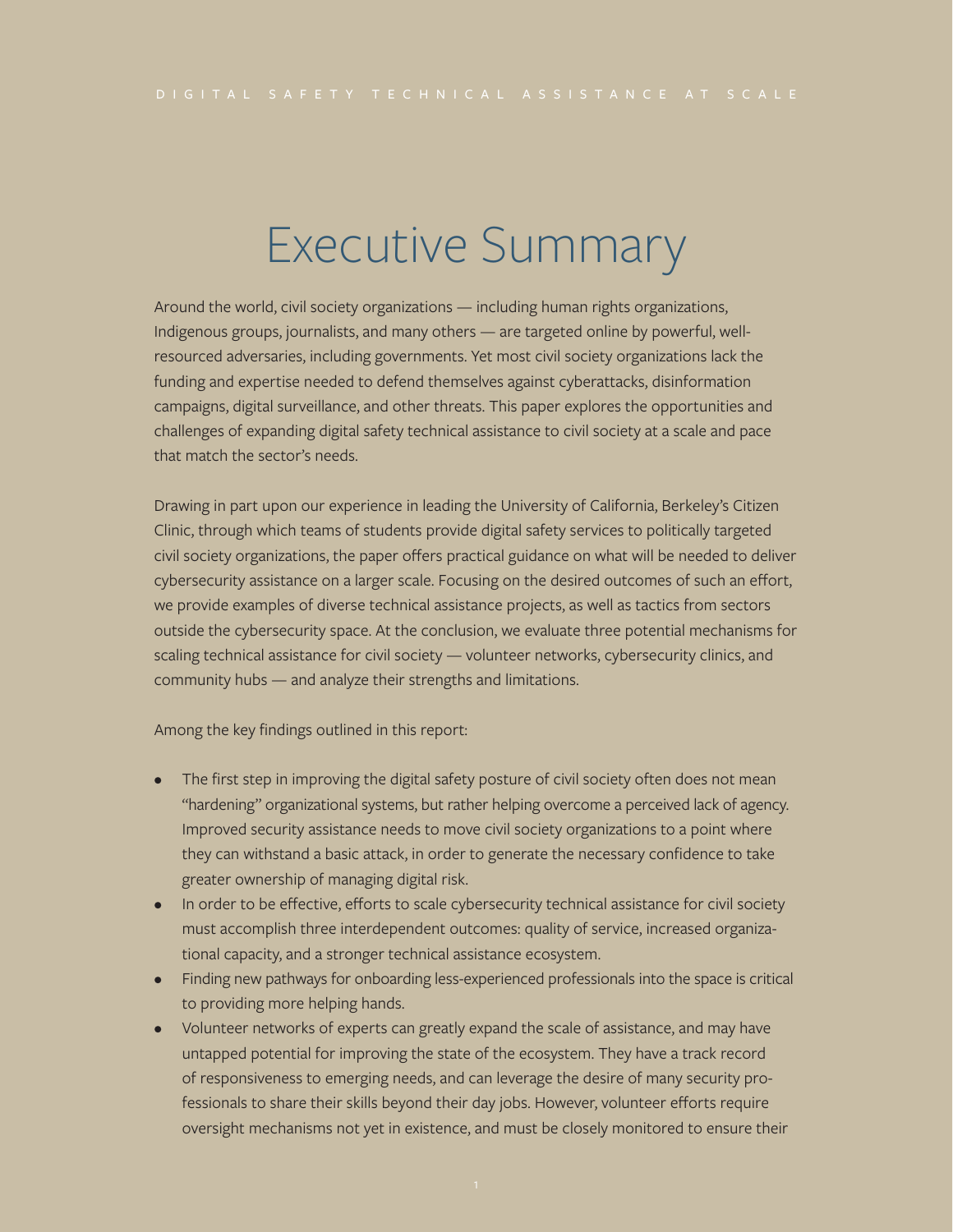# Executive Summary

Around the world, civil society organizations — including human rights organizations, Indigenous groups, journalists, and many others — are targeted online by powerful, well-resourced adversaries, including governments. Yet most civil society organizations lack the funding and expertise needed to defend themselves against cyberattacks, disinformation campaigns, digital surveillance, and other threats. This paper explores the opportunities and challenges of expanding digital safety technical assistance to civil society at a scale and pace that match the sector's needs.

Drawing in part upon our experience in leading the University of California, Berkeley's Citizen Clinic, through which teams of students provide digital safety services to politically targeted civil society organizations, the paper offers practical guidance on what will be needed to deliver cybersecurity assistance on a larger scale. Focusing on the desired outcomes of such an effort, we provide examples of diverse technical assistance projects, as well as tactics from sectors outside the cybersecurity space. At the conclusion, we evaluate three potential mechanisms for scaling technical assistance for civil society — volunteer networks, cybersecurity clinics, and community hubs — and analyze their strengths and limitations.

Among the key findings outlined in this report:

- The first step in improving the digital safety posture of civil society often does not mean "hardening" organizational systems, but rather helping overcome a perceived lack of agency. Improved security assistance needs to move civil society organizations to a point where they can withstand a basic attack, in order to generate the necessary confidence to take greater ownership of managing digital risk.
- In order to be effective, efforts to scale cybersecurity technical assistance for civil society must accomplish three interdependent outcomes: quality of service, increased organizational capacity, and a stronger technical assistance ecosystem.
- Finding new pathways for onboarding less-experienced professionals into the space is critical to providing more helping hands.
- Volunteer networks of experts can greatly expand the scale of assistance, and may have untapped potential for improving the state of the ecosystem. They have a track record of responsiveness to emerging needs, and can leverage the desire of many security professionals to share their skills beyond their day jobs. However, volunteer efforts require oversight mechanisms not yet in existence, and must be closely monitored to ensure their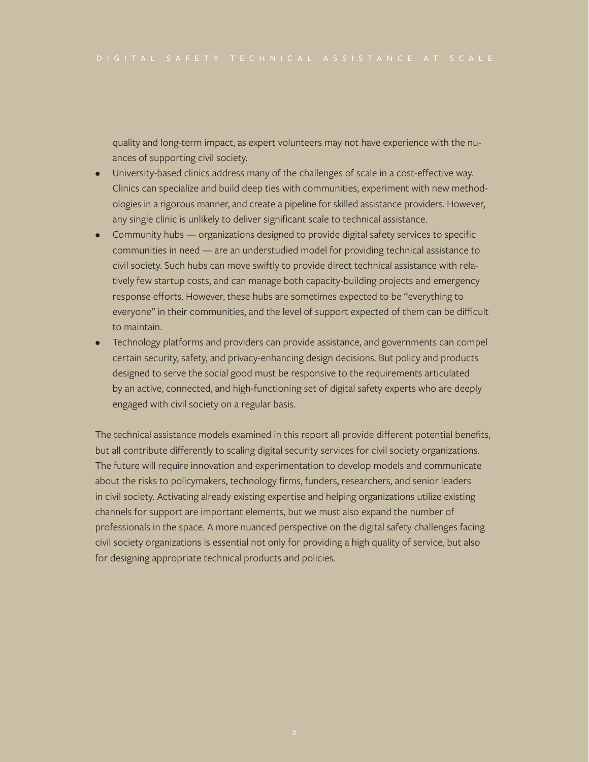quality and long-term impact, as expert volunteers may not have experience with the nuances of supporting civil society.

- University-based clinics address many of the challenges of scale in a cost-effective way. Clinics can specialize and build deep ties with communities, experiment with new methodologies in a rigorous manner, and create a pipeline for skilled assistance providers. However, any single clinic is unlikely to deliver significant scale to technical assistance.
- Community hubs — organizations designed to provide digital safety services to specific communities in need — are an understudied model for providing technical assistance to civil society. Such hubs can move swiftly to provide direct technical assistance with relatively few startup costs, and can manage both capacity-building projects and emergency response efforts. However, these hubs are sometimes expected to be "everything to everyone" in their communities, and the level of support expected of them can be difficult to maintain.
- Technology platforms and providers can provide assistance, and governments can compel certain security, safety, and privacy-enhancing design decisions. But policy and products designed to serve the social good must be responsive to the requirements articulated by an active, connected, and high-functioning set of digital safety experts who are deeply engaged with civil society on a regular basis.

The technical assistance models examined in this report all provide different potential benefits, but all contribute differently to scaling digital security services for civil society organizations. The future will require innovation and experimentation to develop models and communicate about the risks to policymakers, technology firms, funders, researchers, and senior leaders in civil society. Activating already existing expertise and helping organizations utilize existing channels for support are important elements, but we must also expand the number of professionals in the space. A more nuanced perspective on the digital safety challenges facing civil society organizations is essential not only for providing a high quality of service, but also for designing appropriate technical products and policies.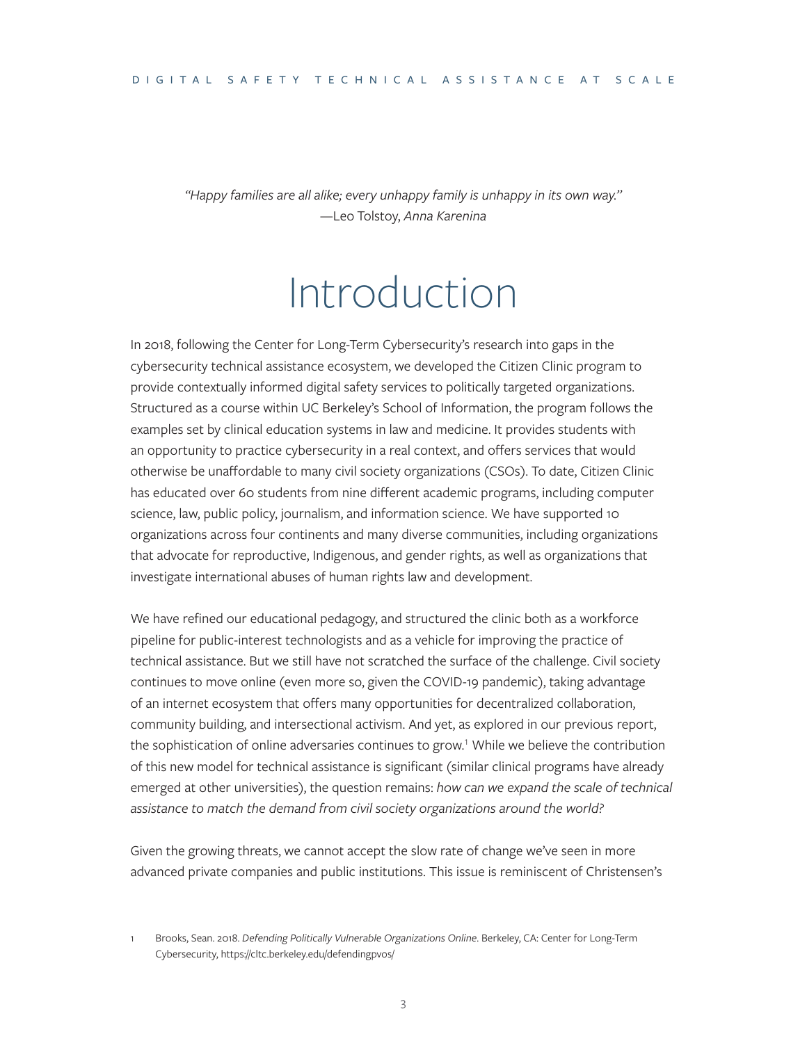*"Happy families are all alike; every unhappy family is unhappy in its own way."*
—Leo Tolstoy, *Anna Karenina*

# Introduction

In 2018, following the Center for Long-Term Cybersecurity's research into gaps in the cybersecurity technical assistance ecosystem, we developed the Citizen Clinic program to provide contextually informed digital safety services to politically targeted organizations. Structured as a course within UC Berkeley's School of Information, the program follows the examples set by clinical education systems in law and medicine. It provides students with an opportunity to practice cybersecurity in a real context, and offers services that would otherwise be unaffordable to many civil society organizations (CSOs). To date, Citizen Clinic has educated over 60 students from nine different academic programs, including computer science, law, public policy, journalism, and information science. We have supported 10 organizations across four continents and many diverse communities, including organizations that advocate for reproductive, Indigenous, and gender rights, as well as organizations that investigate international abuses of human rights law and development.

We have refined our educational pedagogy, and structured the clinic both as a workforce pipeline for public-interest technologists and as a vehicle for improving the practice of technical assistance. But we still have not scratched the surface of the challenge. Civil society continues to move online (even more so, given the COVID-19 pandemic), taking advantage of an internet ecosystem that offers many opportunities for decentralized collaboration, community building, and intersectional activism. And yet, as explored in our previous report, the sophistication of online adversaries continues to grow.[1] While we believe the contribution of this new model for technical assistance is significant (similar clinical programs have already emerged at other universities), the question remains: *how can we expand the scale of technical assistance to match the demand from civil society organizations around the world?*

Given the growing threats, we cannot accept the slow rate of change we've seen in more advanced private companies and public institutions. This issue is reminiscent of Christensen's

1 Brooks, Sean. 2018. *Defending Politically Vulnerable Organizations Online*. Berkeley, CA: Center for Long-Term Cybersecurity, https://cltc.berkeley.edu/defendingpvos/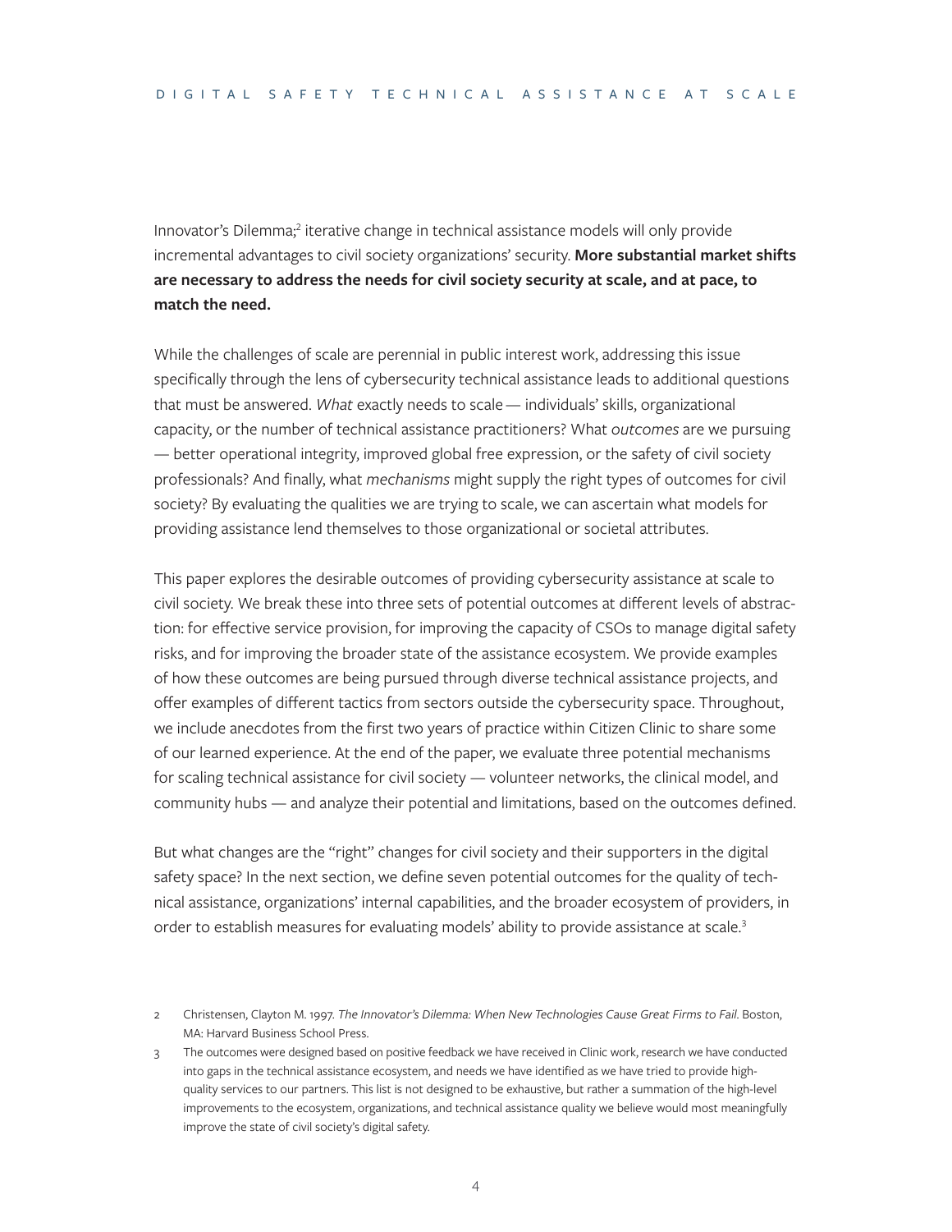Innovator's Dilemma;[2] iterative change in technical assistance models will only provide incremental advantages to civil society organizations' security. **More substantial market shifts are necessary to address the needs for civil society security at scale, and at pace, to match the need.**

While the challenges of scale are perennial in public interest work, addressing this issue specifically through the lens of cybersecurity technical assistance leads to additional questions that must be answered. *What* exactly needs to scale — individuals' skills, organizational capacity, or the number of technical assistance practitioners? What *outcomes* are we pursuing — better operational integrity, improved global free expression, or the safety of civil society professionals? And finally, what *mechanisms* might supply the right types of outcomes for civil society? By evaluating the qualities we are trying to scale, we can ascertain what models for providing assistance lend themselves to those organizational or societal attributes.

This paper explores the desirable outcomes of providing cybersecurity assistance at scale to civil society. We break these into three sets of potential outcomes at different levels of abstraction: for effective service provision, for improving the capacity of CSOs to manage digital safety risks, and for improving the broader state of the assistance ecosystem. We provide examples of how these outcomes are being pursued through diverse technical assistance projects, and offer examples of different tactics from sectors outside the cybersecurity space. Throughout, we include anecdotes from the first two years of practice within Citizen Clinic to share some of our learned experience. At the end of the paper, we evaluate three potential mechanisms for scaling technical assistance for civil society — volunteer networks, the clinical model, and community hubs — and analyze their potential and limitations, based on the outcomes defined.

But what changes are the "right" changes for civil society and their supporters in the digital safety space? In the next section, we define seven potential outcomes for the quality of technical assistance, organizations' internal capabilities, and the broader ecosystem of providers, in order to establish measures for evaluating models' ability to provide assistance at scale.[3]

2 Christensen, Clayton M. 1997. *The Innovator's Dilemma: When New Technologies Cause Great Firms to Fail*. Boston, MA: Harvard Business School Press.

3 The outcomes were designed based on positive feedback we have received in Clinic work, research we have conducted into gaps in the technical assistance ecosystem, and needs we have identified as we have tried to provide high-quality services to our partners. This list is not designed to be exhaustive, but rather a summation of the high-level improvements to the ecosystem, organizations, and technical assistance quality we believe would most meaningfully improve the state of civil society's digital safety.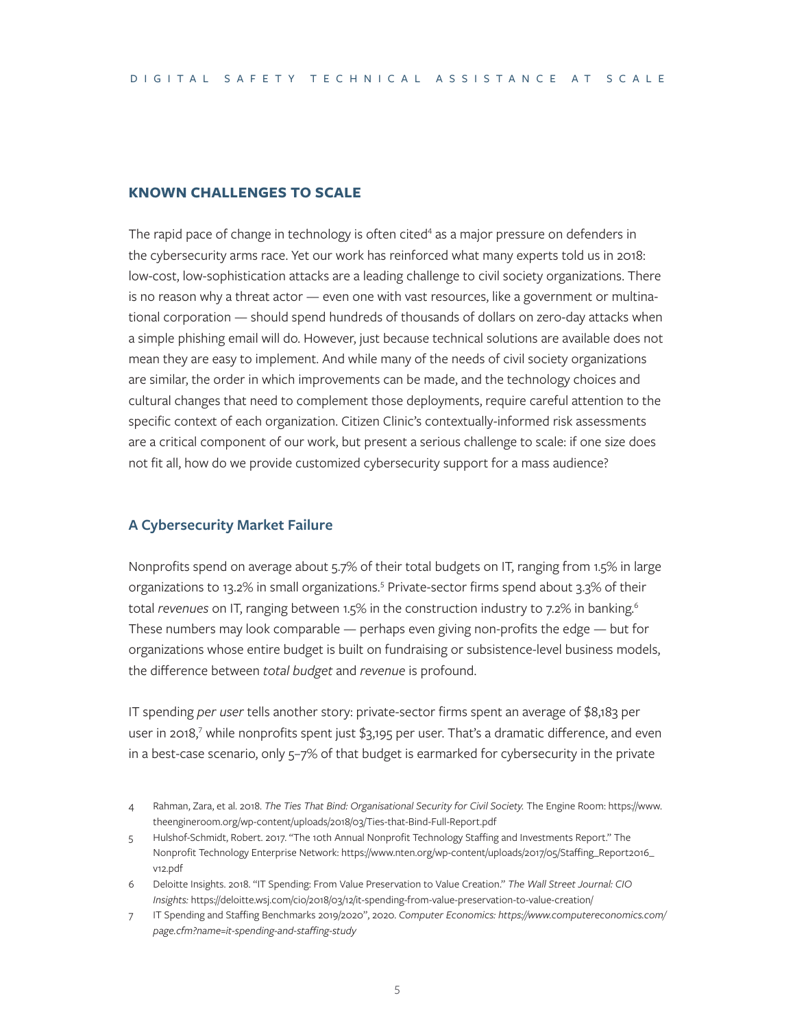## KNOWN CHALLENGES TO SCALE

The rapid pace of change in technology is often cited[4] as a major pressure on defenders in the cybersecurity arms race. Yet our work has reinforced what many experts told us in 2018: low-cost, low-sophistication attacks are a leading challenge to civil society organizations. There is no reason why a threat actor — even one with vast resources, like a government or multinational corporation — should spend hundreds of thousands of dollars on zero-day attacks when a simple phishing email will do. However, just because technical solutions are available does not mean they are easy to implement. And while many of the needs of civil society organizations are similar, the order in which improvements can be made, and the technology choices and cultural changes that need to complement those deployments, require careful attention to the specific context of each organization. Citizen Clinic's contextually-informed risk assessments are a critical component of our work, but present a serious challenge to scale: if one size does not fit all, how do we provide customized cybersecurity support for a mass audience?

### A Cybersecurity Market Failure

Nonprofits spend on average about 5.7% of their total budgets on IT, ranging from 1.5% in large organizations to 13.2% in small organizations.[5] Private-sector firms spend about 3.3% of their total *revenues* on IT, ranging between 1.5% in the construction industry to 7.2% in banking.[6] These numbers may look comparable — perhaps even giving non-profits the edge — but for organizations whose entire budget is built on fundraising or subsistence-level business models, the difference between *total budget* and *revenue* is profound.

IT spending *per user* tells another story: private-sector firms spent an average of $8,183 per user in 2018,[7] while nonprofits spent just $3,195 per user. That's a dramatic difference, and even in a best-case scenario, only 5–7% of that budget is earmarked for cybersecurity in the private

4 Rahman, Zara, et al. 2018. *The Ties That Bind: Organisational Security for Civil Society.* The Engine Room: https://www.theengineroom.org/wp-content/uploads/2018/03/Ties-that-Bind-Full-Report.pdf

5 Hulshof-Schmidt, Robert. 2017. "The 10th Annual Nonprofit Technology Staffing and Investments Report." The Nonprofit Technology Enterprise Network: https://www.nten.org/wp-content/uploads/2017/05/Staffing_Report2016_v12.pdf

6 Deloitte Insights. 2018. "IT Spending: From Value Preservation to Value Creation." *The Wall Street Journal: CIO Insights:* https://deloitte.wsj.com/cio/2018/03/12/it-spending-from-value-preservation-to-value-creation/

7 IT Spending and Staffing Benchmarks 2019/2020", 2020. *Computer Economics: https://www.computereconomics.com/page.cfm?name=it-spending-and-staffing-study*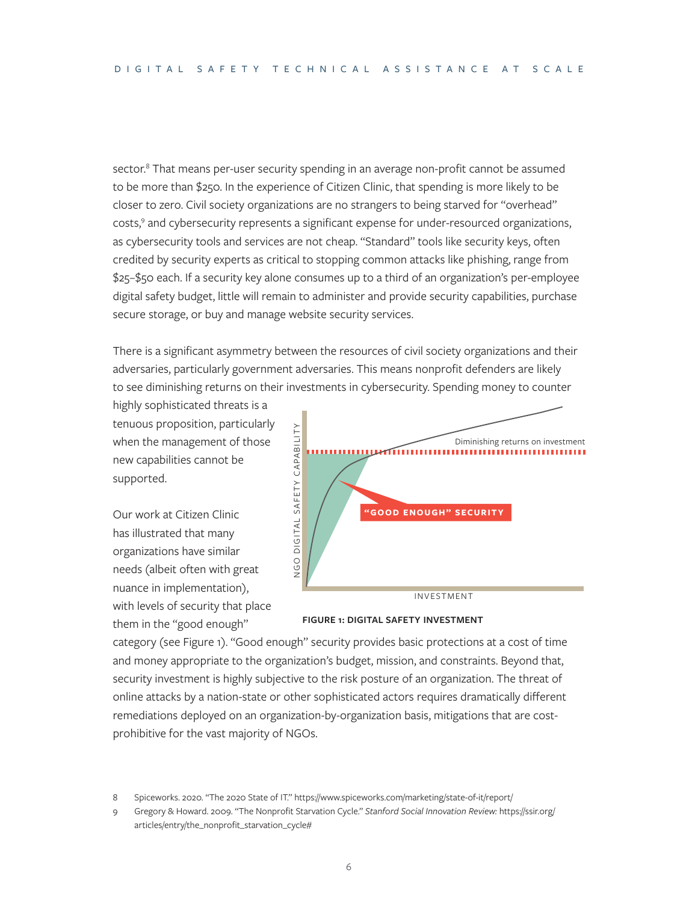sector.[8] That means per-user security spending in an average non-profit cannot be assumed to be more than $250. In the experience of Citizen Clinic, that spending is more likely to be closer to zero. Civil society organizations are no strangers to being starved for "overhead" costs,[9] and cybersecurity represents a significant expense for under-resourced organizations, as cybersecurity tools and services are not cheap. "Standard" tools like security keys, often credited by security experts as critical to stopping common attacks like phishing, range from $25–$50 each. If a security key alone consumes up to a third of an organization's per-employee digital safety budget, little will remain to administer and provide security capabilities, purchase secure storage, or buy and manage website security services.

There is a significant asymmetry between the resources of civil society organizations and their adversaries, particularly government adversaries. This means nonprofit defenders are likely to see diminishing returns on their investments in cybersecurity. Spending money to counter highly sophisticated threats is a tenuous proposition, particularly when the management of those new capabilities cannot be supported.

Our work at Citizen Clinic has illustrated that many organizations have similar needs (albeit often with great nuance in implementation), with levels of security that place them in the "good enough" category (see Figure 1). "Good enough" security provides basic protections at a cost of time and money appropriate to the organization's budget, mission, and constraints. Beyond that, security investment is highly subjective to the risk posture of an organization. The threat of online attacks by a nation-state or other sophisticated actors requires dramatically different remediations deployed on an organization-by-organization basis, mitigations that are cost-prohibitive for the vast majority of NGOs.

NGO DIGITAL SAFETY CAPABILITY

Diminishing returns on investment

"GOOD ENOUGH" SECURITY

INVESTMENT

**FIGURE 1: DIGITAL SAFETY INVESTMENT**

8 Spiceworks. 2020. "The 2020 State of IT." https://www.spiceworks.com/marketing/state-of-it/report/

9 Gregory & Howard. 2009. "The Nonprofit Starvation Cycle." *Stanford Social Innovation Review:* https://ssir.org/articles/entry/the_nonprofit_starvation_cycle#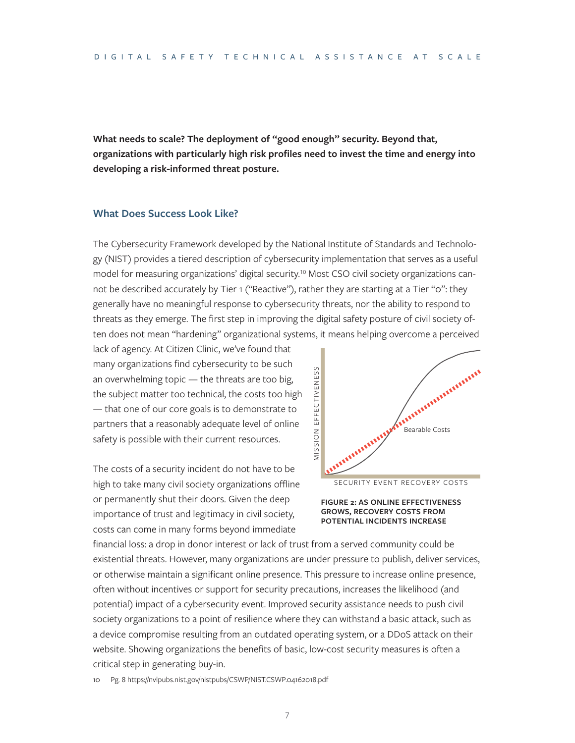**What needs to scale? The deployment of "good enough" security. Beyond that, organizations with particularly high risk profiles need to invest the time and energy into developing a risk-informed threat posture.**

### What Does Success Look Like?

The Cybersecurity Framework developed by the National Institute of Standards and Technology (NIST) provides a tiered description of cybersecurity implementation that serves as a useful model for measuring organizations' digital security.[10] Most CSO civil society organizations cannot be described accurately by Tier 1 ("Reactive"), rather they are starting at a Tier "0": they generally have no meaningful response to cybersecurity threats, nor the ability to respond to threats as they emerge. The first step in improving the digital safety posture of civil society often does not mean "hardening" organizational systems, it means helping overcome a perceived lack of agency. At Citizen Clinic, we've found that many organizations find cybersecurity to be such an overwhelming topic — the threats are too big, the subject matter too technical, the costs too high — that one of our core goals is to demonstrate to partners that a reasonably adequate level of online safety is possible with their current resources.

The costs of a security incident do not have to be high to take many civil society organizations offline or permanently shut their doors. Given the deep importance of trust and legitimacy in civil society, costs can come in many forms beyond immediate financial loss: a drop in donor interest or lack of trust from a served community could be existential threats. However, many organizations are under pressure to publish, deliver services, or otherwise maintain a significant online presence. This pressure to increase online presence, often without incentives or support for security precautions, increases the likelihood (and potential) impact of a cybersecurity event. Improved security assistance needs to push civil society organizations to a point of resilience where they can withstand a basic attack, such as a device compromise resulting from an outdated operating system, or a DDoS attack on their website. Showing organizations the benefits of basic, low-cost security measures is often a critical step in generating buy-in.

MISSION EFFECTIVENESS

Bearable Costs

SECURITY EVENT RECOVERY COSTS

**FIGURE 2: AS ONLINE EFFECTIVENESS GROWS, RECOVERY COSTS FROM POTENTIAL INCIDENTS INCREASE**

10 Pg. 8 https://nvlpubs.nist.gov/nistpubs/CSWP/NIST.CSWP.04162018.pdf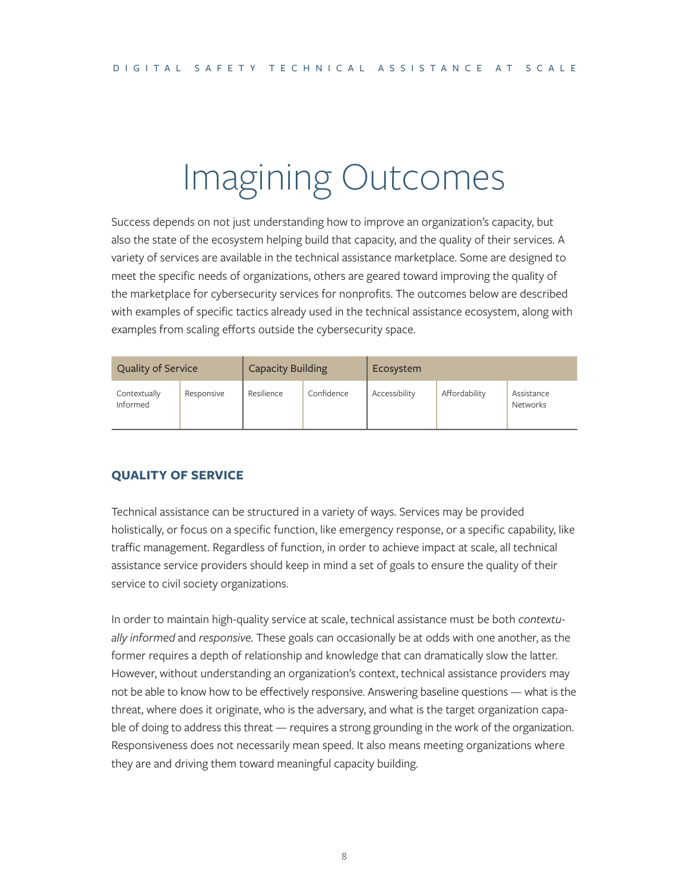# Imagining Outcomes

Success depends on not just understanding how to improve an organization's capacity, but also the state of the ecosystem helping build that capacity, and the quality of their services. A variety of services are available in the technical assistance marketplace. Some are designed to meet the specific needs of organizations, others are geared toward improving the quality of the marketplace for cybersecurity services for nonprofits. The outcomes below are described with examples of specific tactics already used in the technical assistance ecosystem, along with examples from scaling efforts outside the cybersecurity space.

| Quality of Service | | Capacity Building | | Ecosystem | | |
|---|---|---|---|---|---|---|
| Contextually Informed | Responsive | Resilience | Confidence | Accessibility | Affordability | Assistance Networks |

## QUALITY OF SERVICE

Technical assistance can be structured in a variety of ways. Services may be provided holistically, or focus on a specific function, like emergency response, or a specific capability, like traffic management. Regardless of function, in order to achieve impact at scale, all technical assistance service providers should keep in mind a set of goals to ensure the quality of their service to civil society organizations.

In order to maintain high-quality service at scale, technical assistance must be both *contextually informed* and *responsive*. These goals can occasionally be at odds with one another, as the former requires a depth of relationship and knowledge that can dramatically slow the latter. However, without understanding an organization's context, technical assistance providers may not be able to know how to be effectively responsive. Answering baseline questions — what is the threat, where does it originate, who is the adversary, and what is the target organization capable of doing to address this threat — requires a strong grounding in the work of the organization. Responsiveness does not necessarily mean speed. It also means meeting organizations where they are and driving them toward meaningful capacity building.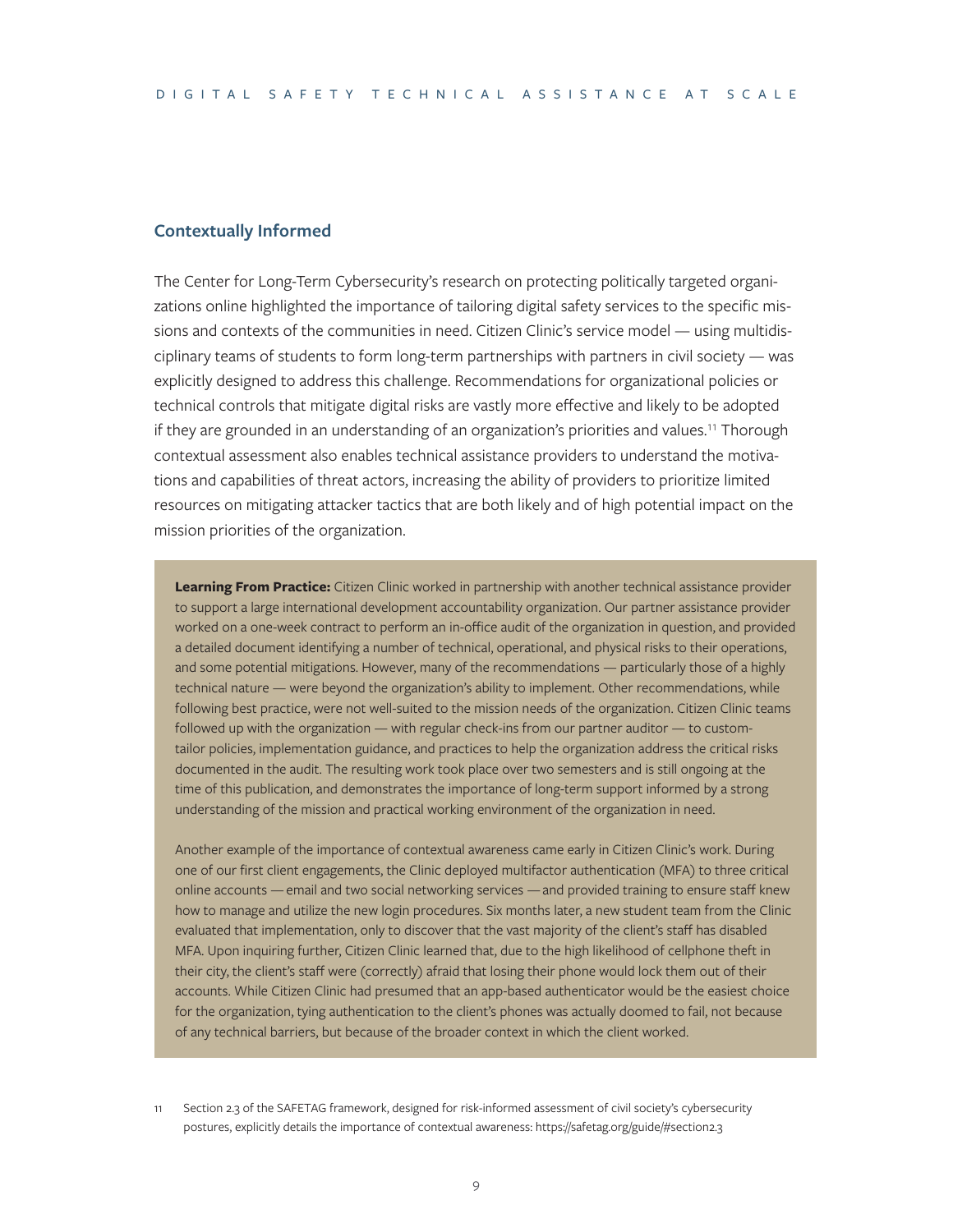## Contextually Informed

The Center for Long-Term Cybersecurity's research on protecting politically targeted organizations online highlighted the importance of tailoring digital safety services to the specific missions and contexts of the communities in need. Citizen Clinic's service model — using multidisciplinary teams of students to form long-term partnerships with partners in civil society — was explicitly designed to address this challenge. Recommendations for organizational policies or technical controls that mitigate digital risks are vastly more effective and likely to be adopted if they are grounded in an understanding of an organization's priorities and values.[11] Thorough contextual assessment also enables technical assistance providers to understand the motivations and capabilities of threat actors, increasing the ability of providers to prioritize limited resources on mitigating attacker tactics that are both likely and of high potential impact on the mission priorities of the organization.

> **Learning From Practice:** Citizen Clinic worked in partnership with another technical assistance provider to support a large international development accountability organization. Our partner assistance provider worked on a one-week contract to perform an in-office audit of the organization in question, and provided a detailed document identifying a number of technical, operational, and physical risks to their operations, and some potential mitigations. However, many of the recommendations — particularly those of a highly technical nature — were beyond the organization's ability to implement. Other recommendations, while following best practice, were not well-suited to the mission needs of the organization. Citizen Clinic teams followed up with the organization — with regular check-ins from our partner auditor — to custom-tailor policies, implementation guidance, and practices to help the organization address the critical risks documented in the audit. The resulting work took place over two semesters and is still ongoing at the time of this publication, and demonstrates the importance of long-term support informed by a strong understanding of the mission and practical working environment of the organization in need.
>
> Another example of the importance of contextual awareness came early in Citizen Clinic's work. During one of our first client engagements, the Clinic deployed multifactor authentication (MFA) to three critical online accounts — email and two social networking services — and provided training to ensure staff knew how to manage and utilize the new login procedures. Six months later, a new student team from the Clinic evaluated that implementation, only to discover that the vast majority of the client's staff has disabled MFA. Upon inquiring further, Citizen Clinic learned that, due to the high likelihood of cellphone theft in their city, the client's staff were (correctly) afraid that losing their phone would lock them out of their accounts. While Citizen Clinic had presumed that an app-based authenticator would be the easiest choice for the organization, tying authentication to the client's phones was actually doomed to fail, not because of any technical barriers, but because of the broader context in which the client worked.

11 Section 2.3 of the SAFETAG framework, designed for risk-informed assessment of civil society's cybersecurity postures, explicitly details the importance of contextual awareness: https://safetag.org/guide/#section2.3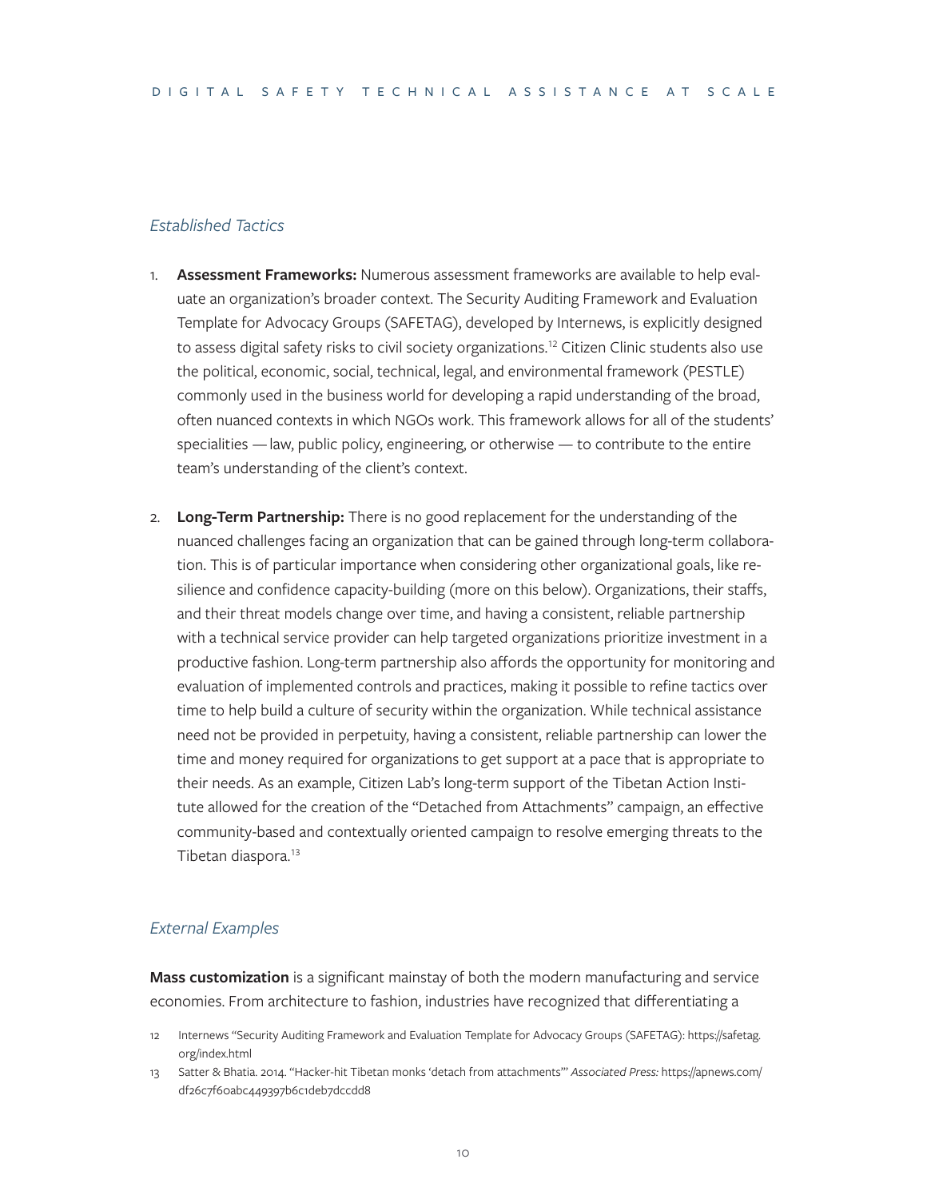*Established Tactics*

1. **Assessment Frameworks:** Numerous assessment frameworks are available to help evaluate an organization's broader context. The Security Auditing Framework and Evaluation Template for Advocacy Groups (SAFETAG), developed by Internews, is explicitly designed to assess digital safety risks to civil society organizations.[12] Citizen Clinic students also use the political, economic, social, technical, legal, and environmental framework (PESTLE) commonly used in the business world for developing a rapid understanding of the broad, often nuanced contexts in which NGOs work. This framework allows for all of the students' specialities — law, public policy, engineering, or otherwise — to contribute to the entire team's understanding of the client's context.

2. **Long-Term Partnership:** There is no good replacement for the understanding of the nuanced challenges facing an organization that can be gained through long-term collaboration. This is of particular importance when considering other organizational goals, like resilience and confidence capacity-building (more on this below). Organizations, their staffs, and their threat models change over time, and having a consistent, reliable partnership with a technical service provider can help targeted organizations prioritize investment in a productive fashion. Long-term partnership also affords the opportunity for monitoring and evaluation of implemented controls and practices, making it possible to refine tactics over time to help build a culture of security within the organization. While technical assistance need not be provided in perpetuity, having a consistent, reliable partnership can lower the time and money required for organizations to get support at a pace that is appropriate to their needs. As an example, Citizen Lab's long-term support of the Tibetan Action Institute allowed for the creation of the "Detached from Attachments" campaign, an effective community-based and contextually oriented campaign to resolve emerging threats to the Tibetan diaspora.[13]

*External Examples*

**Mass customization** is a significant mainstay of both the modern manufacturing and service economies. From architecture to fashion, industries have recognized that differentiating a

12 Internews "Security Auditing Framework and Evaluation Template for Advocacy Groups (SAFETAG): https://safetag.org/index.html

13 Satter & Bhatia. 2014. "Hacker-hit Tibetan monks 'detach from attachments'" *Associated Press:* https://apnews.com/df26c7f60abc449397b6c1deb7dccdd8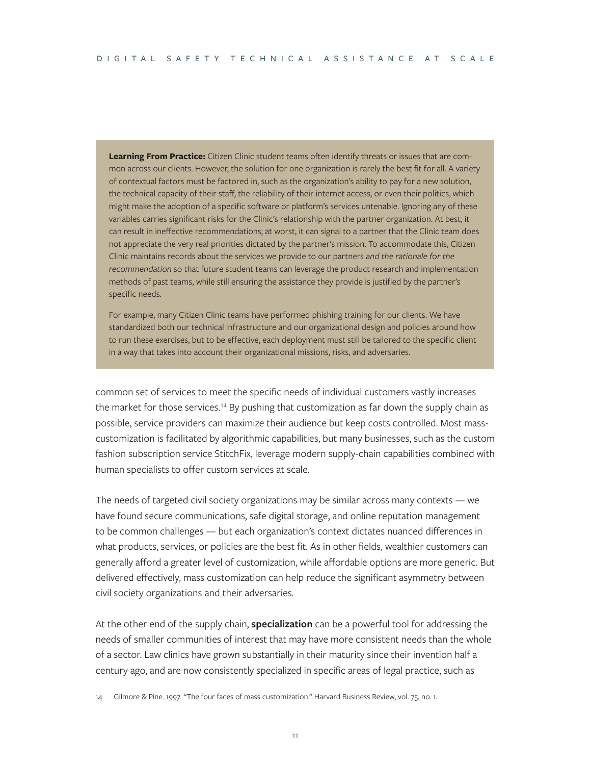**Learning From Practice:** Citizen Clinic student teams often identify threats or issues that are common across our clients. However, the solution for one organization is rarely the best fit for all. A variety of contextual factors must be factored in, such as the organization's ability to pay for a new solution, the technical capacity of their staff, the reliability of their internet access, or even their politics, which might make the adoption of a specific software or platform's services untenable. Ignoring any of these variables carries significant risks for the Clinic's relationship with the partner organization. At best, it can result in ineffective recommendations; at worst, it can signal to a partner that the Clinic team does not appreciate the very real priorities dictated by the partner's mission. To accommodate this, Citizen Clinic maintains records about the services we provide to our partners *and the rationale for the recommendation* so that future student teams can leverage the product research and implementation methods of past teams, while still ensuring the assistance they provide is justified by the partner's specific needs.

For example, many Citizen Clinic teams have performed phishing training for our clients. We have standardized both our technical infrastructure and our organizational design and policies around how to run these exercises, but to be effective, each deployment must still be tailored to the specific client in a way that takes into account their organizational missions, risks, and adversaries.

common set of services to meet the specific needs of individual customers vastly increases the market for those services.[14] By pushing that customization as far down the supply chain as possible, service providers can maximize their audience but keep costs controlled. Most mass-customization is facilitated by algorithmic capabilities, but many businesses, such as the custom fashion subscription service StitchFix, leverage modern supply-chain capabilities combined with human specialists to offer custom services at scale.

The needs of targeted civil society organizations may be similar across many contexts — we have found secure communications, safe digital storage, and online reputation management to be common challenges — but each organization's context dictates nuanced differences in what products, services, or policies are the best fit. As in other fields, wealthier customers can generally afford a greater level of customization, while affordable options are more generic. But delivered effectively, mass customization can help reduce the significant asymmetry between civil society organizations and their adversaries.

At the other end of the supply chain, **specialization** can be a powerful tool for addressing the needs of smaller communities of interest that may have more consistent needs than the whole of a sector. Law clinics have grown substantially in their maturity since their invention half a century ago, and are now consistently specialized in specific areas of legal practice, such as

14 Gilmore & Pine. 1997. "The four faces of mass customization." Harvard Business Review, vol. 75, no. 1.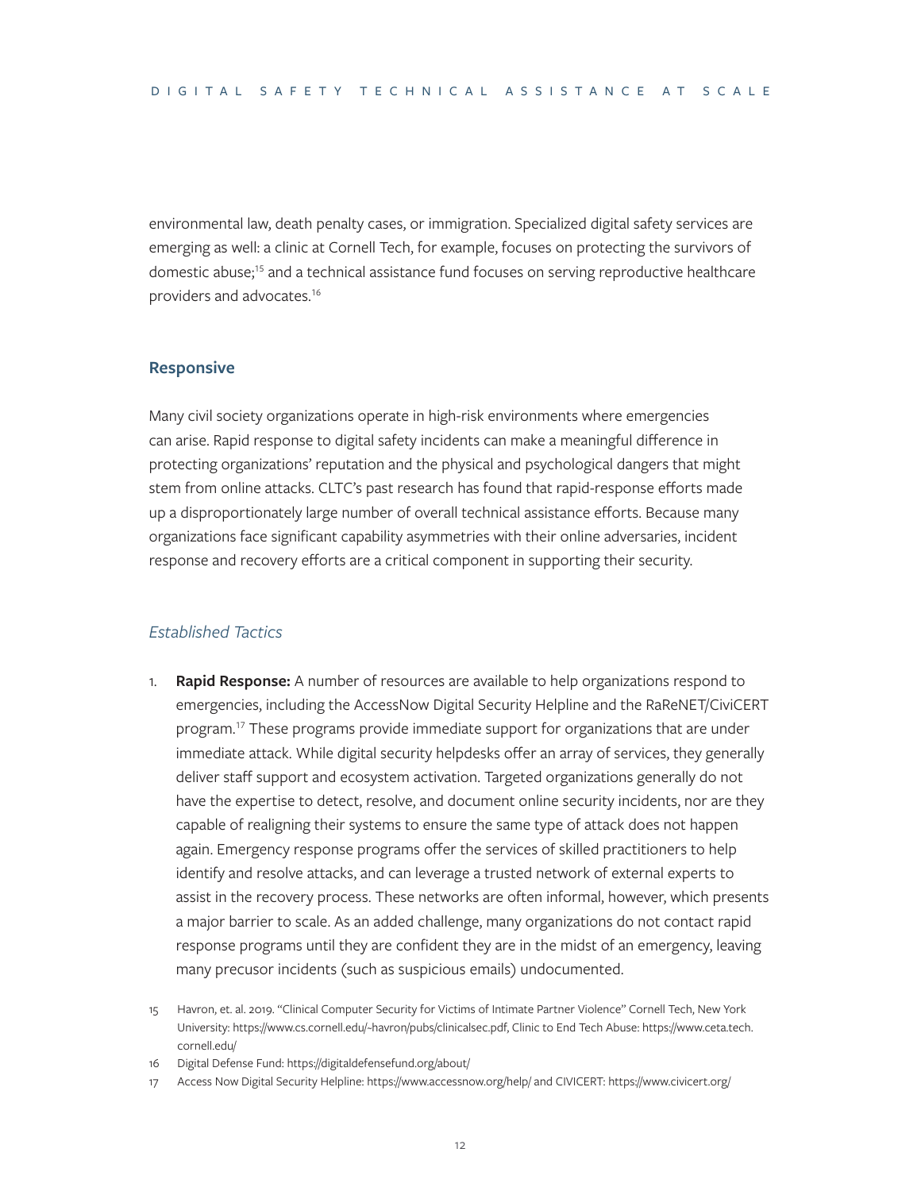environmental law, death penalty cases, or immigration. Specialized digital safety services are emerging as well: a clinic at Cornell Tech, for example, focuses on protecting the survivors of domestic abuse;[15] and a technical assistance fund focuses on serving reproductive healthcare providers and advocates.[16]

## Responsive

Many civil society organizations operate in high-risk environments where emergencies can arise. Rapid response to digital safety incidents can make a meaningful difference in protecting organizations' reputation and the physical and psychological dangers that might stem from online attacks. CLTC's past research has found that rapid-response efforts made up a disproportionately large number of overall technical assistance efforts. Because many organizations face significant capability asymmetries with their online adversaries, incident response and recovery efforts are a critical component in supporting their security.

### *Established Tactics*

1. **Rapid Response:** A number of resources are available to help organizations respond to emergencies, including the AccessNow Digital Security Helpline and the RaReNET/CiviCERT program.[17] These programs provide immediate support for organizations that are under immediate attack. While digital security helpdesks offer an array of services, they generally deliver staff support and ecosystem activation. Targeted organizations generally do not have the expertise to detect, resolve, and document online security incidents, nor are they capable of realigning their systems to ensure the same type of attack does not happen again. Emergency response programs offer the services of skilled practitioners to help identify and resolve attacks, and can leverage a trusted network of external experts to assist in the recovery process. These networks are often informal, however, which presents a major barrier to scale. As an added challenge, many organizations do not contact rapid response programs until they are confident they are in the midst of an emergency, leaving many precusor incidents (such as suspicious emails) undocumented.

15 Havron, et. al. 2019. "Clinical Computer Security for Victims of Intimate Partner Violence" Cornell Tech, New York University: https://www.cs.cornell.edu/~havron/pubs/clinicalsec.pdf, Clinic to End Tech Abuse: https://www.ceta.tech.cornell.edu/

16 Digital Defense Fund: https://digitaldefensefund.org/about/

17 Access Now Digital Security Helpline: https://www.accessnow.org/help/ and CIVICERT: https://www.civicert.org/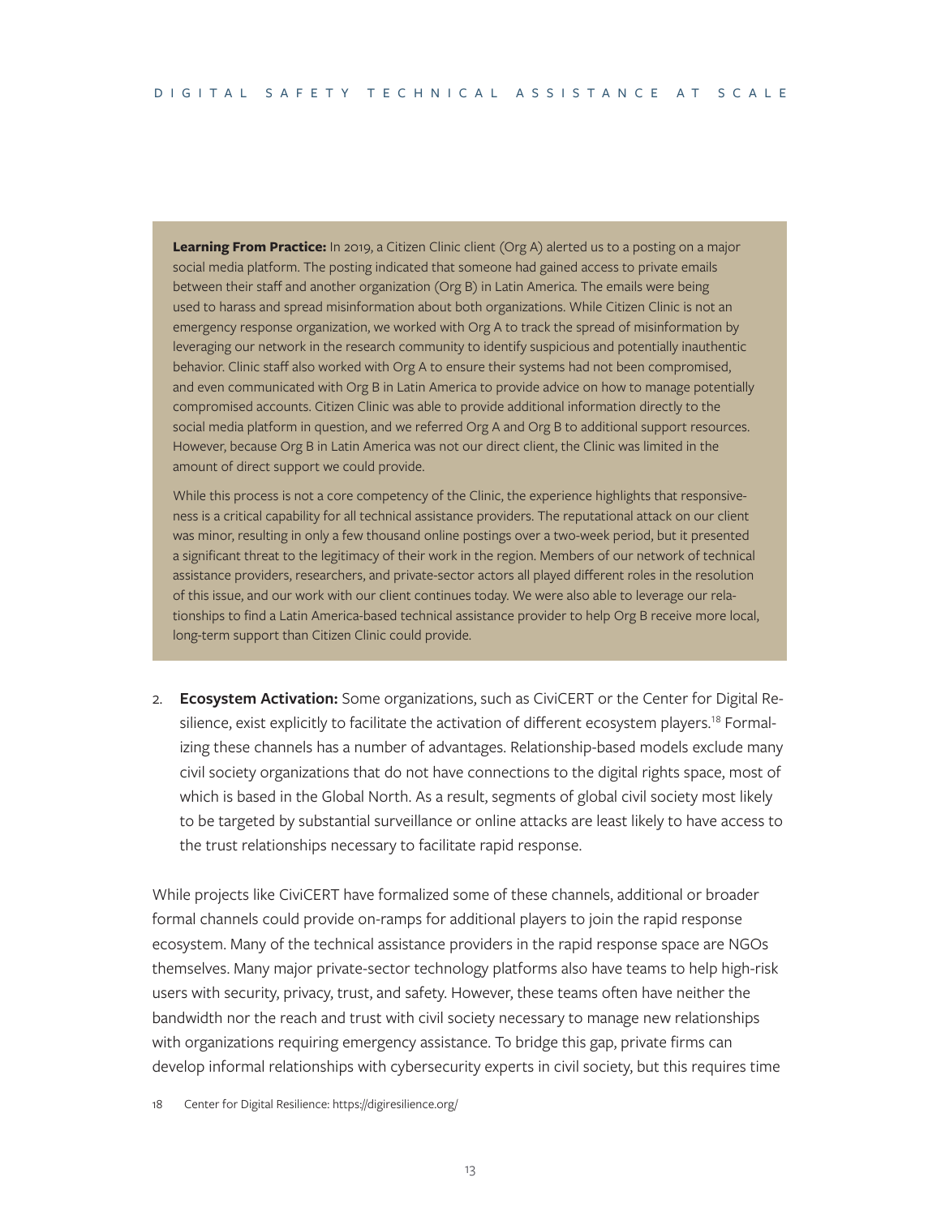**Learning From Practice:** In 2019, a Citizen Clinic client (Org A) alerted us to a posting on a major social media platform. The posting indicated that someone had gained access to private emails between their staff and another organization (Org B) in Latin America. The emails were being used to harass and spread misinformation about both organizations. While Citizen Clinic is not an emergency response organization, we worked with Org A to track the spread of misinformation by leveraging our network in the research community to identify suspicious and potentially inauthentic behavior. Clinic staff also worked with Org A to ensure their systems had not been compromised, and even communicated with Org B in Latin America to provide advice on how to manage potentially compromised accounts. Citizen Clinic was able to provide additional information directly to the social media platform in question, and we referred Org A and Org B to additional support resources. However, because Org B in Latin America was not our direct client, the Clinic was limited in the amount of direct support we could provide.

While this process is not a core competency of the Clinic, the experience highlights that responsiveness is a critical capability for all technical assistance providers. The reputational attack on our client was minor, resulting in only a few thousand online postings over a two-week period, but it presented a significant threat to the legitimacy of their work in the region. Members of our network of technical assistance providers, researchers, and private-sector actors all played different roles in the resolution of this issue, and our work with our client continues today. We were also able to leverage our relationships to find a Latin America-based technical assistance provider to help Org B receive more local, long-term support than Citizen Clinic could provide.

2. **Ecosystem Activation:** Some organizations, such as CiviCERT or the Center for Digital Resilience, exist explicitly to facilitate the activation of different ecosystem players.[18] Formalizing these channels has a number of advantages. Relationship-based models exclude many civil society organizations that do not have connections to the digital rights space, most of which is based in the Global North. As a result, segments of global civil society most likely to be targeted by substantial surveillance or online attacks are least likely to have access to the trust relationships necessary to facilitate rapid response.

While projects like CiviCERT have formalized some of these channels, additional or broader formal channels could provide on-ramps for additional players to join the rapid response ecosystem. Many of the technical assistance providers in the rapid response space are NGOs themselves. Many major private-sector technology platforms also have teams to help high-risk users with security, privacy, trust, and safety. However, these teams often have neither the bandwidth nor the reach and trust with civil society necessary to manage new relationships with organizations requiring emergency assistance. To bridge this gap, private firms can develop informal relationships with cybersecurity experts in civil society, but this requires time

18 Center for Digital Resilience: https://digiresilience.org/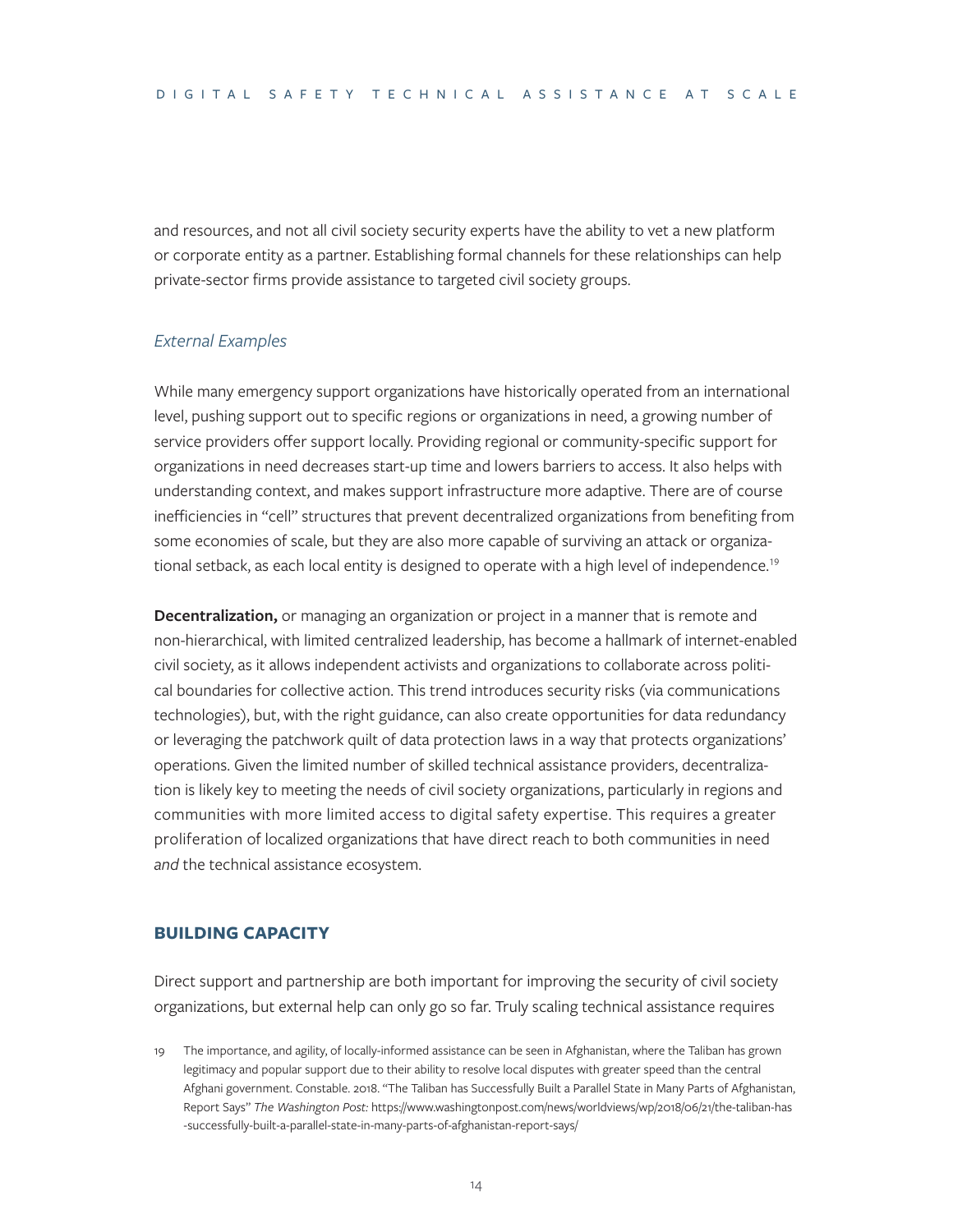and resources, and not all civil society security experts have the ability to vet a new platform or corporate entity as a partner. Establishing formal channels for these relationships can help private-sector firms provide assistance to targeted civil society groups.

### *External Examples*

While many emergency support organizations have historically operated from an international level, pushing support out to specific regions or organizations in need, a growing number of service providers offer support locally. Providing regional or community-specific support for organizations in need decreases start-up time and lowers barriers to access. It also helps with understanding context, and makes support infrastructure more adaptive. There are of course inefficiencies in "cell" structures that prevent decentralized organizations from benefiting from some economies of scale, but they are also more capable of surviving an attack or organizational setback, as each local entity is designed to operate with a high level of independence.[19]

**Decentralization,** or managing an organization or project in a manner that is remote and non-hierarchical, with limited centralized leadership, has become a hallmark of internet-enabled civil society, as it allows independent activists and organizations to collaborate across political boundaries for collective action. This trend introduces security risks (via communications technologies), but, with the right guidance, can also create opportunities for data redundancy or leveraging the patchwork quilt of data protection laws in a way that protects organizations' operations. Given the limited number of skilled technical assistance providers, decentralization is likely key to meeting the needs of civil society organizations, particularly in regions and communities with more limited access to digital safety expertise. This requires a greater proliferation of localized organizations that have direct reach to both communities in need *and* the technical assistance ecosystem.

## BUILDING CAPACITY

Direct support and partnership are both important for improving the security of civil society organizations, but external help can only go so far. Truly scaling technical assistance requires

19 The importance, and agility, of locally-informed assistance can be seen in Afghanistan, where the Taliban has grown legitimacy and popular support due to their ability to resolve local disputes with greater speed than the central Afghani government. Constable. 2018. "The Taliban has Successfully Built a Parallel State in Many Parts of Afghanistan, Report Says" *The Washington Post:* https://www.washingtonpost.com/news/worldviews/wp/2018/06/21/the-taliban-has-successfully-built-a-parallel-state-in-many-parts-of-afghanistan-report-says/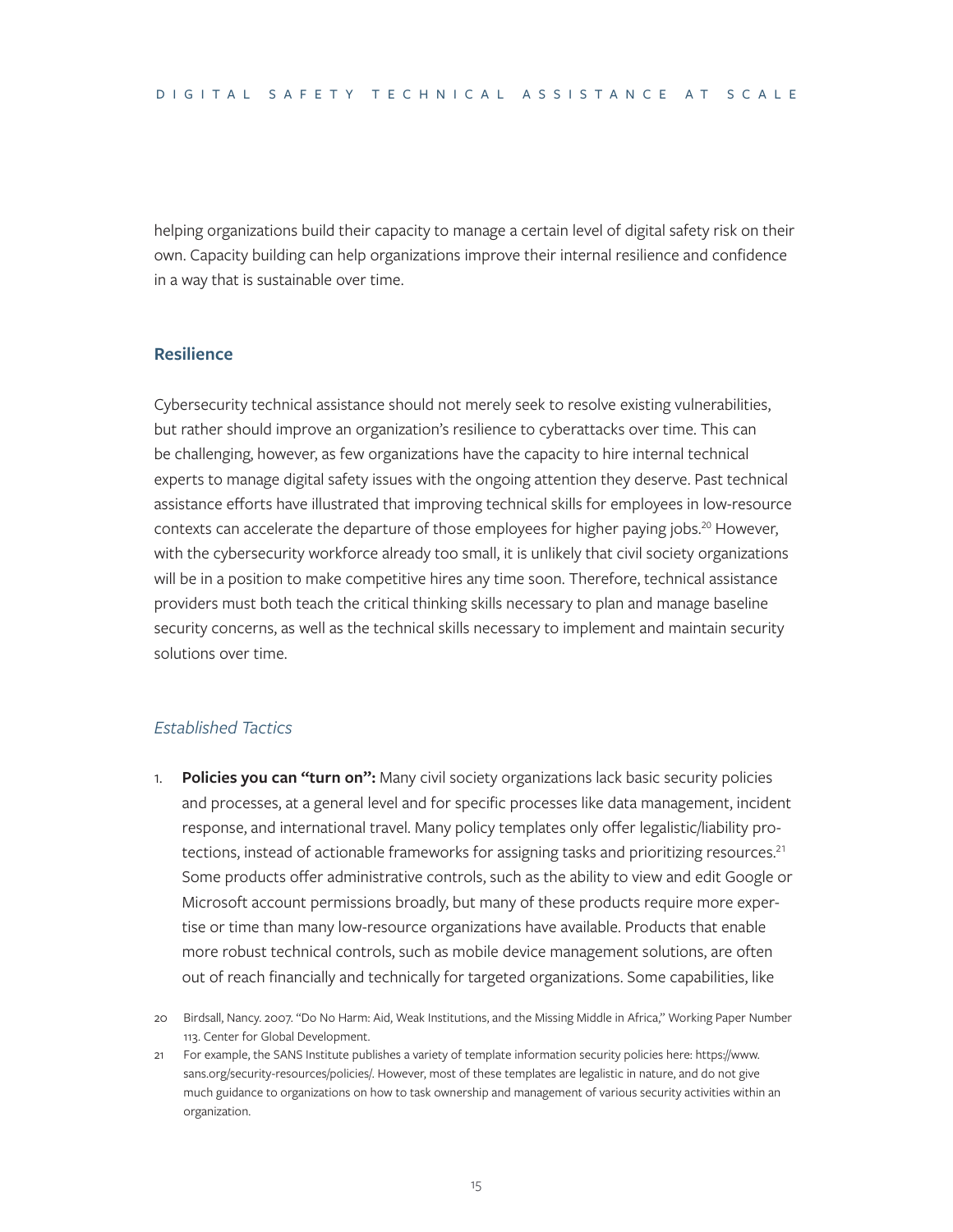helping organizations build their capacity to manage a certain level of digital safety risk on their own. Capacity building can help organizations improve their internal resilience and confidence in a way that is sustainable over time.

### Resilience

Cybersecurity technical assistance should not merely seek to resolve existing vulnerabilities, but rather should improve an organization's resilience to cyberattacks over time. This can be challenging, however, as few organizations have the capacity to hire internal technical experts to manage digital safety issues with the ongoing attention they deserve. Past technical assistance efforts have illustrated that improving technical skills for employees in low-resource contexts can accelerate the departure of those employees for higher paying jobs.[20] However, with the cybersecurity workforce already too small, it is unlikely that civil society organizations will be in a position to make competitive hires any time soon. Therefore, technical assistance providers must both teach the critical thinking skills necessary to plan and manage baseline security concerns, as well as the technical skills necessary to implement and maintain security solutions over time.

#### *Established Tactics*

1. **Policies you can "turn on":** Many civil society organizations lack basic security policies and processes, at a general level and for specific processes like data management, incident response, and international travel. Many policy templates only offer legalistic/liability protections, instead of actionable frameworks for assigning tasks and prioritizing resources.[21] Some products offer administrative controls, such as the ability to view and edit Google or Microsoft account permissions broadly, but many of these products require more expertise or time than many low-resource organizations have available. Products that enable more robust technical controls, such as mobile device management solutions, are often out of reach financially and technically for targeted organizations. Some capabilities, like

20 Birdsall, Nancy. 2007. "Do No Harm: Aid, Weak Institutions, and the Missing Middle in Africa," Working Paper Number 113. Center for Global Development.

21 For example, the SANS Institute publishes a variety of template information security policies here: https://www.sans.org/security-resources/policies/. However, most of these templates are legalistic in nature, and do not give much guidance to organizations on how to task ownership and management of various security activities within an organization.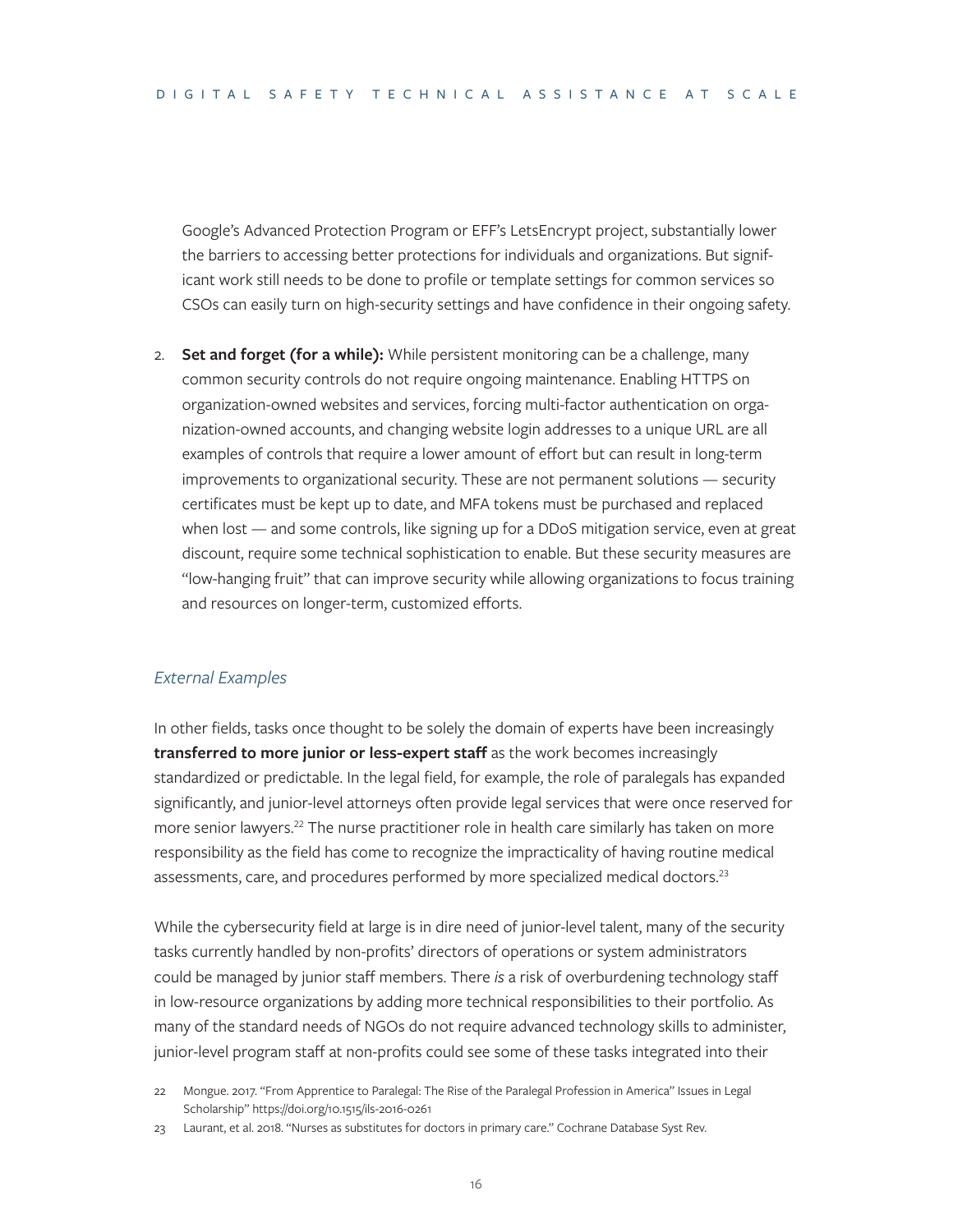Google's Advanced Protection Program or EFF's LetsEncrypt project, substantially lower the barriers to accessing better protections for individuals and organizations. But significant work still needs to be done to profile or template settings for common services so CSOs can easily turn on high-security settings and have confidence in their ongoing safety.

2. **Set and forget (for a while):** While persistent monitoring can be a challenge, many common security controls do not require ongoing maintenance. Enabling HTTPS on organization-owned websites and services, forcing multi-factor authentication on organization-owned accounts, and changing website login addresses to a unique URL are all examples of controls that require a lower amount of effort but can result in long-term improvements to organizational security. These are not permanent solutions — security certificates must be kept up to date, and MFA tokens must be purchased and replaced when lost — and some controls, like signing up for a DDoS mitigation service, even at great discount, require some technical sophistication to enable. But these security measures are "low-hanging fruit" that can improve security while allowing organizations to focus training and resources on longer-term, customized efforts.

### *External Examples*

In other fields, tasks once thought to be solely the domain of experts have been increasingly **transferred to more junior or less-expert staff** as the work becomes increasingly standardized or predictable. In the legal field, for example, the role of paralegals has expanded significantly, and junior-level attorneys often provide legal services that were once reserved for more senior lawyers.[22] The nurse practitioner role in health care similarly has taken on more responsibility as the field has come to recognize the impracticality of having routine medical assessments, care, and procedures performed by more specialized medical doctors.[23]

While the cybersecurity field at large is in dire need of junior-level talent, many of the security tasks currently handled by non-profits' directors of operations or system administrators could be managed by junior staff members. There *is* a risk of overburdening technology staff in low-resource organizations by adding more technical responsibilities to their portfolio. As many of the standard needs of NGOs do not require advanced technology skills to administer, junior-level program staff at non-profits could see some of these tasks integrated into their

22 Mongue. 2017. "From Apprentice to Paralegal: The Rise of the Paralegal Profession in America" Issues in Legal Scholarship" https://doi.org/10.1515/ils-2016-0261

23 Laurant, et al. 2018. "Nurses as substitutes for doctors in primary care." Cochrane Database Syst Rev.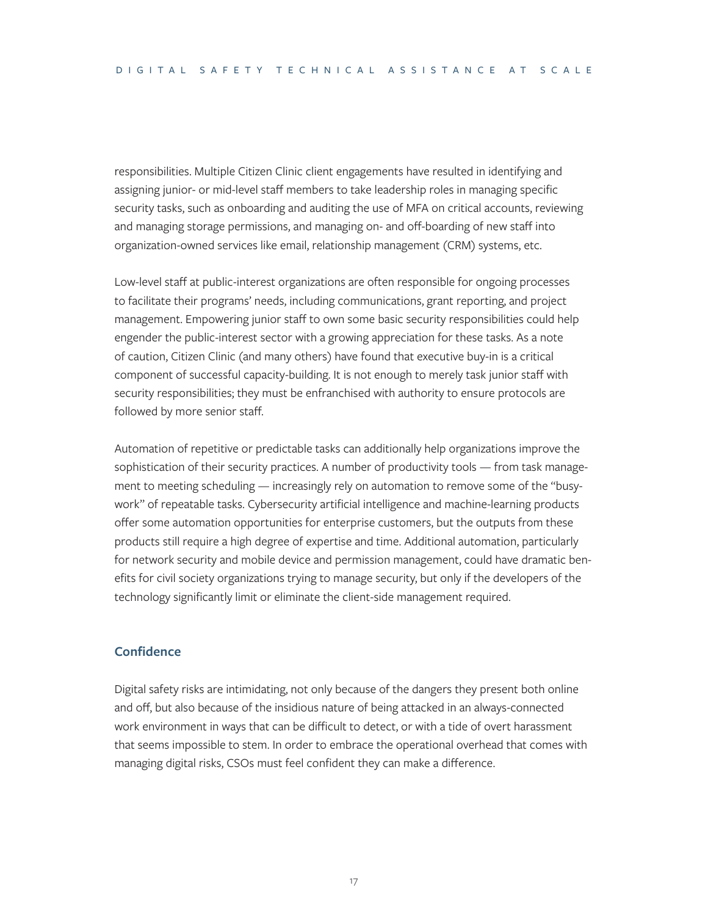responsibilities. Multiple Citizen Clinic client engagements have resulted in identifying and assigning junior- or mid-level staff members to take leadership roles in managing specific security tasks, such as onboarding and auditing the use of MFA on critical accounts, reviewing and managing storage permissions, and managing on- and off-boarding of new staff into organization-owned services like email, relationship management (CRM) systems, etc.

Low-level staff at public-interest organizations are often responsible for ongoing processes to facilitate their programs' needs, including communications, grant reporting, and project management. Empowering junior staff to own some basic security responsibilities could help engender the public-interest sector with a growing appreciation for these tasks. As a note of caution, Citizen Clinic (and many others) have found that executive buy-in is a critical component of successful capacity-building. It is not enough to merely task junior staff with security responsibilities; they must be enfranchised with authority to ensure protocols are followed by more senior staff.

Automation of repetitive or predictable tasks can additionally help organizations improve the sophistication of their security practices. A number of productivity tools — from task management to meeting scheduling — increasingly rely on automation to remove some of the "busywork" of repeatable tasks. Cybersecurity artificial intelligence and machine-learning products offer some automation opportunities for enterprise customers, but the outputs from these products still require a high degree of expertise and time. Additional automation, particularly for network security and mobile device and permission management, could have dramatic benefits for civil society organizations trying to manage security, but only if the developers of the technology significantly limit or eliminate the client-side management required.

### Confidence

Digital safety risks are intimidating, not only because of the dangers they present both online and off, but also because of the insidious nature of being attacked in an always-connected work environment in ways that can be difficult to detect, or with a tide of overt harassment that seems impossible to stem. In order to embrace the operational overhead that comes with managing digital risks, CSOs must feel confident they can make a difference.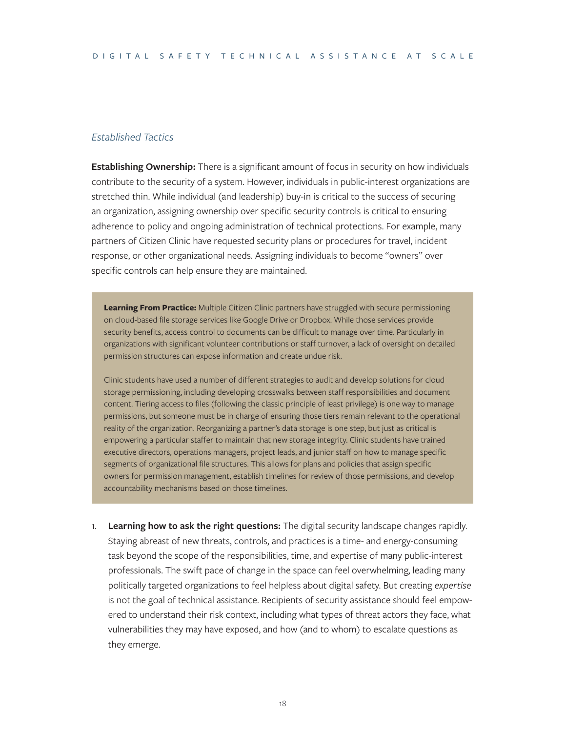### *Established Tactics*

**Establishing Ownership:** There is a significant amount of focus in security on how individuals contribute to the security of a system. However, individuals in public-interest organizations are stretched thin. While individual (and leadership) buy-in is critical to the success of securing an organization, assigning ownership over specific security controls is critical to ensuring adherence to policy and ongoing administration of technical protections. For example, many partners of Citizen Clinic have requested security plans or procedures for travel, incident response, or other organizational needs. Assigning individuals to become "owners" over specific controls can help ensure they are maintained.

> **Learning From Practice:** Multiple Citizen Clinic partners have struggled with secure permissioning on cloud-based file storage services like Google Drive or Dropbox. While those services provide security benefits, access control to documents can be difficult to manage over time. Particularly in organizations with significant volunteer contributions or staff turnover, a lack of oversight on detailed permission structures can expose information and create undue risk.
>
> Clinic students have used a number of different strategies to audit and develop solutions for cloud storage permissioning, including developing crosswalks between staff responsibilities and document content. Tiering access to files (following the classic principle of least privilege) is one way to manage permissions, but someone must be in charge of ensuring those tiers remain relevant to the operational reality of the organization. Reorganizing a partner's data storage is one step, but just as critical is empowering a particular staffer to maintain that new storage integrity. Clinic students have trained executive directors, operations managers, project leads, and junior staff on how to manage specific segments of organizational file structures. This allows for plans and policies that assign specific owners for permission management, establish timelines for review of those permissions, and develop accountability mechanisms based on those timelines.

1. **Learning how to ask the right questions:** The digital security landscape changes rapidly. Staying abreast of new threats, controls, and practices is a time- and energy-consuming task beyond the scope of the responsibilities, time, and expertise of many public-interest professionals. The swift pace of change in the space can feel overwhelming, leading many politically targeted organizations to feel helpless about digital safety. But creating *expertise* is not the goal of technical assistance. Recipients of security assistance should feel empowered to understand their risk context, including what types of threat actors they face, what vulnerabilities they may have exposed, and how (and to whom) to escalate questions as they emerge.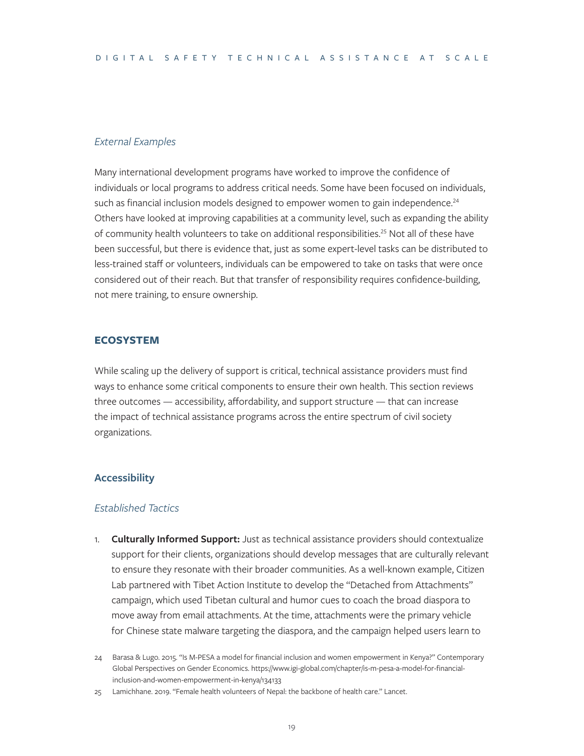*External Examples*

Many international development programs have worked to improve the confidence of individuals or local programs to address critical needs. Some have been focused on individuals, such as financial inclusion models designed to empower women to gain independence.[24] Others have looked at improving capabilities at a community level, such as expanding the ability of community health volunteers to take on additional responsibilities.[25] Not all of these have been successful, but there is evidence that, just as some expert-level tasks can be distributed to less-trained staff or volunteers, individuals can be empowered to take on tasks that were once considered out of their reach. But that transfer of responsibility requires confidence-building, not mere training, to ensure ownership.

## ECOSYSTEM

While scaling up the delivery of support is critical, technical assistance providers must find ways to enhance some critical components to ensure their own health. This section reviews three outcomes — accessibility, affordability, and support structure — that can increase the impact of technical assistance programs across the entire spectrum of civil society organizations.

### Accessibility

*Established Tactics*

1. **Culturally Informed Support:** Just as technical assistance providers should contextualize support for their clients, organizations should develop messages that are culturally relevant to ensure they resonate with their broader communities. As a well-known example, Citizen Lab partnered with Tibet Action Institute to develop the "Detached from Attachments" campaign, which used Tibetan cultural and humor cues to coach the broad diaspora to move away from email attachments. At the time, attachments were the primary vehicle for Chinese state malware targeting the diaspora, and the campaign helped users learn to

24 Barasa & Lugo. 2015. "Is M-PESA a model for financial inclusion and women empowerment in Kenya?" Contemporary Global Perspectives on Gender Economics. https://www.igi-global.com/chapter/is-m-pesa-a-model-for-financial-inclusion-and-women-empowerment-in-kenya/134133

25 Lamichhane. 2019. "Female health volunteers of Nepal: the backbone of health care." Lancet.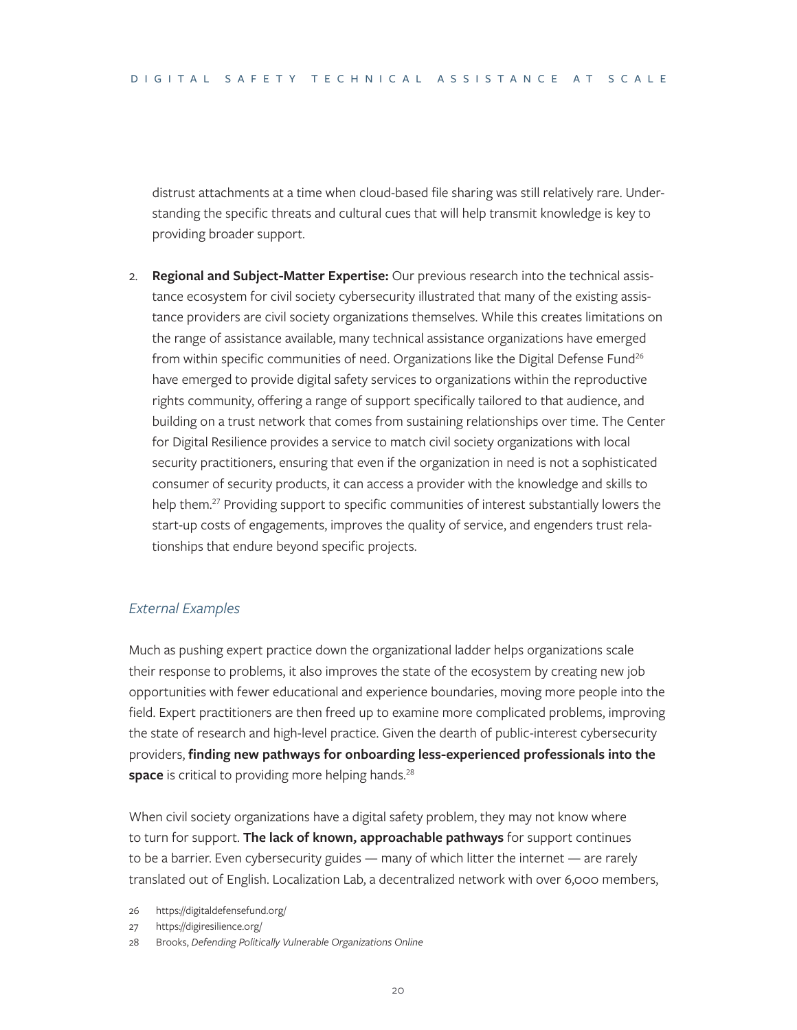distrust attachments at a time when cloud-based file sharing was still relatively rare. Understanding the specific threats and cultural cues that will help transmit knowledge is key to providing broader support.

2. **Regional and Subject-Matter Expertise:** Our previous research into the technical assistance ecosystem for civil society cybersecurity illustrated that many of the existing assistance providers are civil society organizations themselves. While this creates limitations on the range of assistance available, many technical assistance organizations have emerged from within specific communities of need. Organizations like the Digital Defense Fund[26] have emerged to provide digital safety services to organizations within the reproductive rights community, offering a range of support specifically tailored to that audience, and building on a trust network that comes from sustaining relationships over time. The Center for Digital Resilience provides a service to match civil society organizations with local security practitioners, ensuring that even if the organization in need is not a sophisticated consumer of security products, it can access a provider with the knowledge and skills to help them.[27] Providing support to specific communities of interest substantially lowers the start-up costs of engagements, improves the quality of service, and engenders trust relationships that endure beyond specific projects.

### *External Examples*

Much as pushing expert practice down the organizational ladder helps organizations scale their response to problems, it also improves the state of the ecosystem by creating new job opportunities with fewer educational and experience boundaries, moving more people into the field. Expert practitioners are then freed up to examine more complicated problems, improving the state of research and high-level practice. Given the dearth of public-interest cybersecurity providers, **finding new pathways for onboarding less-experienced professionals into the space** is critical to providing more helping hands.[28]

When civil society organizations have a digital safety problem, they may not know where to turn for support. **The lack of known, approachable pathways** for support continues to be a barrier. Even cybersecurity guides — many of which litter the internet — are rarely translated out of English. Localization Lab, a decentralized network with over 6,000 members,

26 https://digitaldefensefund.org/

27 https://digiresilience.org/

28 Brooks, *Defending Politically Vulnerable Organizations Online*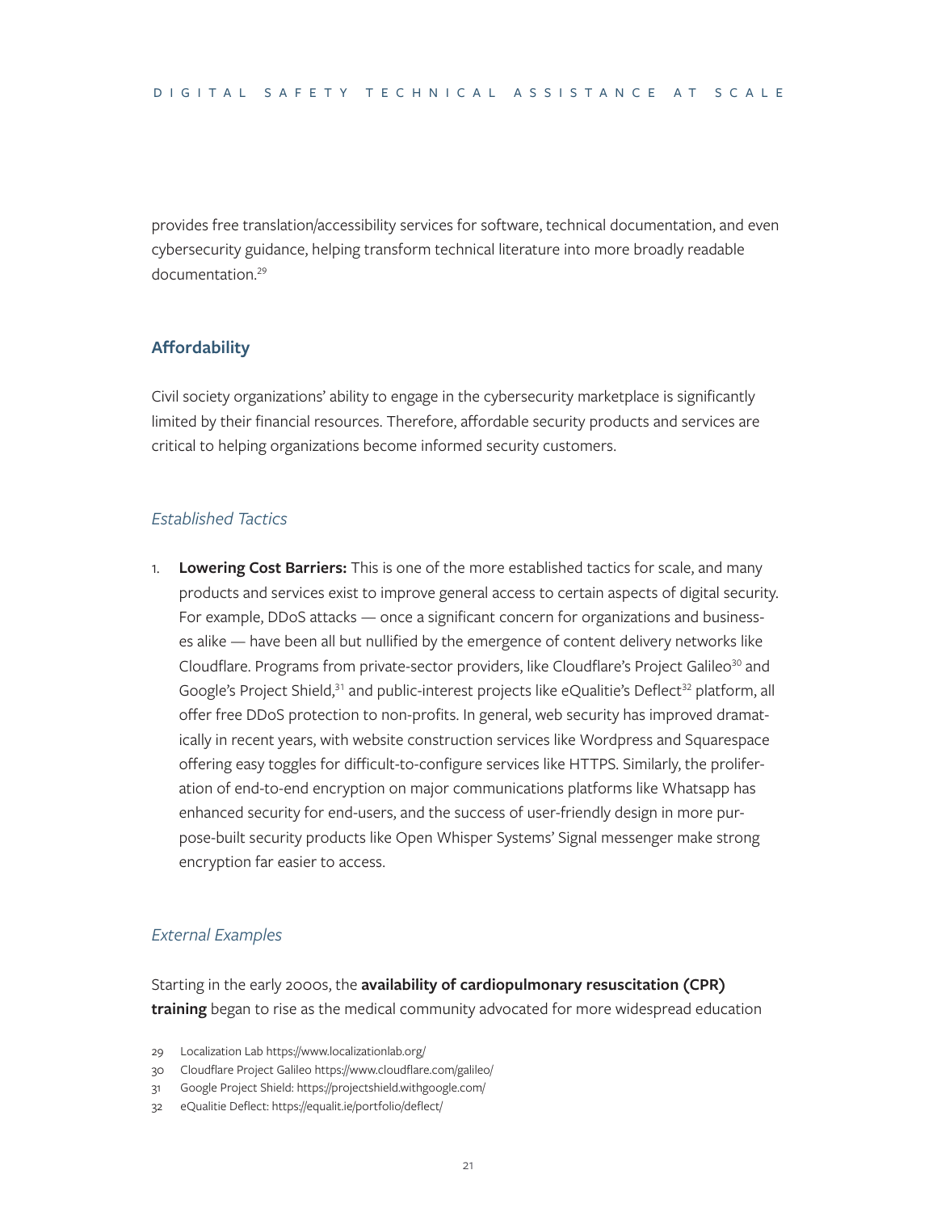provides free translation/accessibility services for software, technical documentation, and even cybersecurity guidance, helping transform technical literature into more broadly readable documentation.[29]

## Affordability

Civil society organizations' ability to engage in the cybersecurity marketplace is significantly limited by their financial resources. Therefore, affordable security products and services are critical to helping organizations become informed security customers.

### *Established Tactics*

1. **Lowering Cost Barriers:** This is one of the more established tactics for scale, and many products and services exist to improve general access to certain aspects of digital security. For example, DDoS attacks — once a significant concern for organizations and businesses alike — have been all but nullified by the emergence of content delivery networks like Cloudflare. Programs from private-sector providers, like Cloudflare's Project Galileo[30] and Google's Project Shield,[31] and public-interest projects like eQualitie's Deflect[32] platform, all offer free DDoS protection to non-profits. In general, web security has improved dramatically in recent years, with website construction services like Wordpress and Squarespace offering easy toggles for difficult-to-configure services like HTTPS. Similarly, the proliferation of end-to-end encryption on major communications platforms like Whatsapp has enhanced security for end-users, and the success of user-friendly design in more purpose-built security products like Open Whisper Systems' Signal messenger make strong encryption far easier to access.

### *External Examples*

Starting in the early 2000s, the **availability of cardiopulmonary resuscitation (CPR) training** began to rise as the medical community advocated for more widespread education

29 Localization Lab https://www.localizationlab.org/

30 Cloudflare Project Galileo https://www.cloudflare.com/galileo/

31 Google Project Shield: https://projectshield.withgoogle.com/

32 eQualitie Deflect: https://equalit.ie/portfolio/deflect/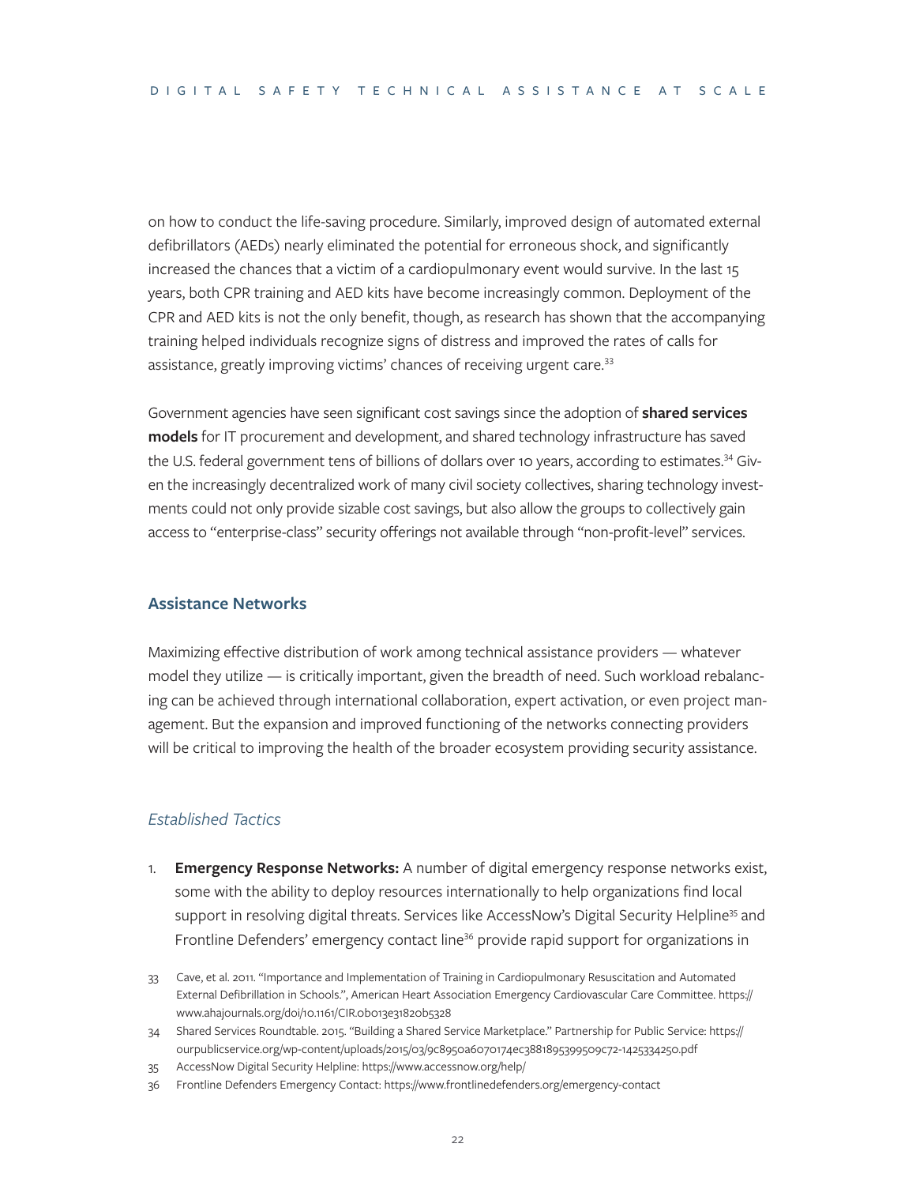on how to conduct the life-saving procedure. Similarly, improved design of automated external defibrillators (AEDs) nearly eliminated the potential for erroneous shock, and significantly increased the chances that a victim of a cardiopulmonary event would survive. In the last 15 years, both CPR training and AED kits have become increasingly common. Deployment of the CPR and AED kits is not the only benefit, though, as research has shown that the accompanying training helped individuals recognize signs of distress and improved the rates of calls for assistance, greatly improving victims' chances of receiving urgent care.[33]

Government agencies have seen significant cost savings since the adoption of **shared services models** for IT procurement and development, and shared technology infrastructure has saved the U.S. federal government tens of billions of dollars over 10 years, according to estimates.[34] Given the increasingly decentralized work of many civil society collectives, sharing technology investments could not only provide sizable cost savings, but also allow the groups to collectively gain access to "enterprise-class" security offerings not available through "non-profit-level" services.

## Assistance Networks

Maximizing effective distribution of work among technical assistance providers — whatever model they utilize — is critically important, given the breadth of need. Such workload rebalancing can be achieved through international collaboration, expert activation, or even project management. But the expansion and improved functioning of the networks connecting providers will be critical to improving the health of the broader ecosystem providing security assistance.

### *Established Tactics*

1. **Emergency Response Networks:** A number of digital emergency response networks exist, some with the ability to deploy resources internationally to help organizations find local support in resolving digital threats. Services like AccessNow's Digital Security Helpline[35] and Frontline Defenders' emergency contact line[36] provide rapid support for organizations in

---

33 Cave, et al. 2011. "Importance and Implementation of Training in Cardiopulmonary Resuscitation and Automated External Defibrillation in Schools.", American Heart Association Emergency Cardiovascular Care Committee. https://www.ahajournals.org/doi/10.1161/CIR.0b013e31820b5328

34 Shared Services Roundtable. 2015. "Building a Shared Service Marketplace." Partnership for Public Service: https://ourpublicservice.org/wp-content/uploads/2015/03/9c8950a6070174ec3881895399509c72-1425334250.pdf

35 AccessNow Digital Security Helpline: https://www.accessnow.org/help/

36 Frontline Defenders Emergency Contact: https://www.frontlinedefenders.org/emergency-contact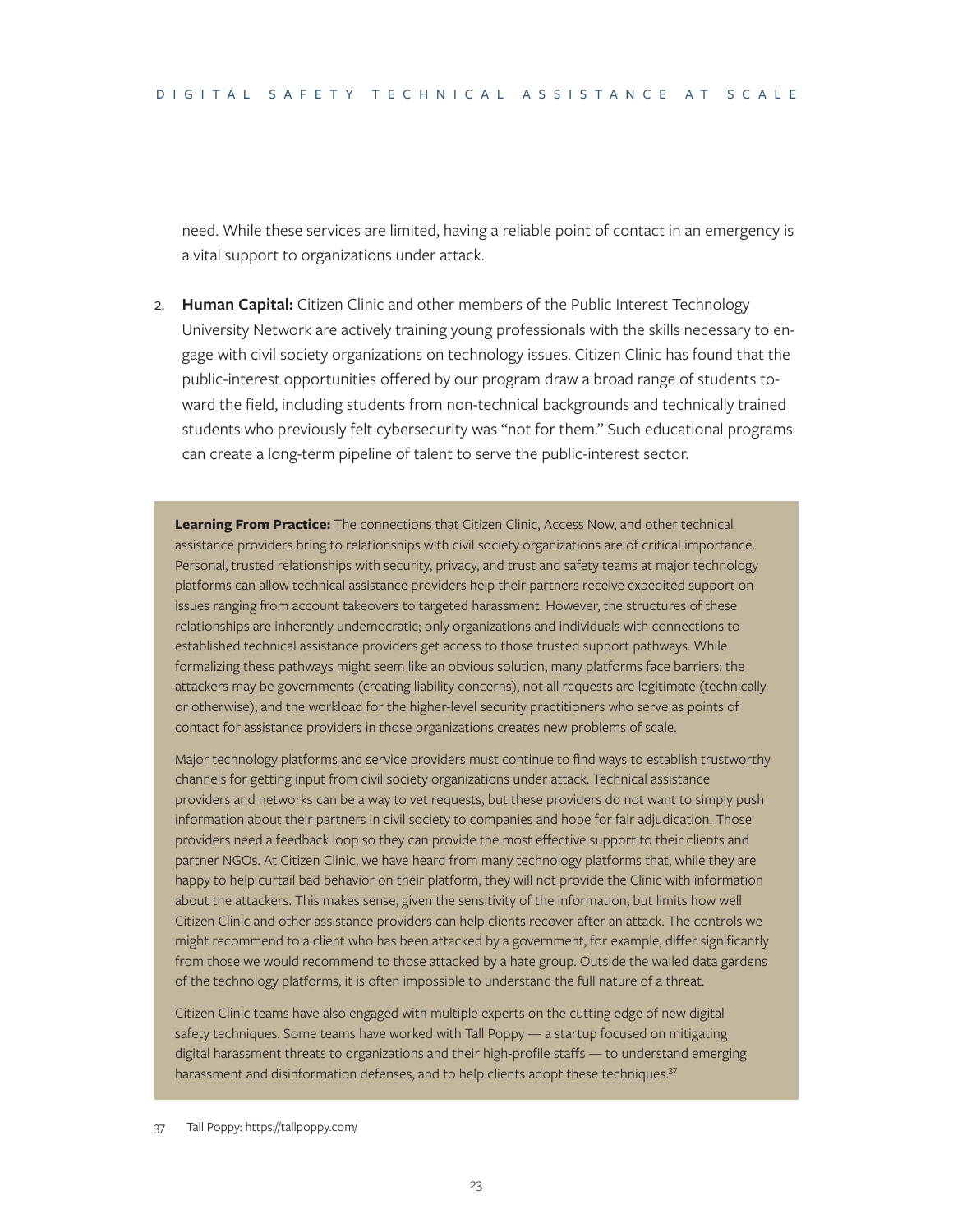need. While these services are limited, having a reliable point of contact in an emergency is a vital support to organizations under attack.

2. **Human Capital:** Citizen Clinic and other members of the Public Interest Technology University Network are actively training young professionals with the skills necessary to engage with civil society organizations on technology issues. Citizen Clinic has found that the public-interest opportunities offered by our program draw a broad range of students toward the field, including students from non-technical backgrounds and technically trained students who previously felt cybersecurity was "not for them." Such educational programs can create a long-term pipeline of talent to serve the public-interest sector.

**Learning From Practice:** The connections that Citizen Clinic, Access Now, and other technical assistance providers bring to relationships with civil society organizations are of critical importance. Personal, trusted relationships with security, privacy, and trust and safety teams at major technology platforms can allow technical assistance providers help their partners receive expedited support on issues ranging from account takeovers to targeted harassment. However, the structures of these relationships are inherently undemocratic; only organizations and individuals with connections to established technical assistance providers get access to those trusted support pathways. While formalizing these pathways might seem like an obvious solution, many platforms face barriers: the attackers may be governments (creating liability concerns), not all requests are legitimate (technically or otherwise), and the workload for the higher-level security practitioners who serve as points of contact for assistance providers in those organizations creates new problems of scale.

Major technology platforms and service providers must continue to find ways to establish trustworthy channels for getting input from civil society organizations under attack. Technical assistance providers and networks can be a way to vet requests, but these providers do not want to simply push information about their partners in civil society to companies and hope for fair adjudication. Those providers need a feedback loop so they can provide the most effective support to their clients and partner NGOs. At Citizen Clinic, we have heard from many technology platforms that, while they are happy to help curtail bad behavior on their platform, they will not provide the Clinic with information about the attackers. This makes sense, given the sensitivity of the information, but limits how well Citizen Clinic and other assistance providers can help clients recover after an attack. The controls we might recommend to a client who has been attacked by a government, for example, differ significantly from those we would recommend to those attacked by a hate group. Outside the walled data gardens of the technology platforms, it is often impossible to understand the full nature of a threat.

Citizen Clinic teams have also engaged with multiple experts on the cutting edge of new digital safety techniques. Some teams have worked with Tall Poppy — a startup focused on mitigating digital harassment threats to organizations and their high-profile staffs — to understand emerging harassment and disinformation defenses, and to help clients adopt these techniques.[37]

37 Tall Poppy: https://tallpoppy.com/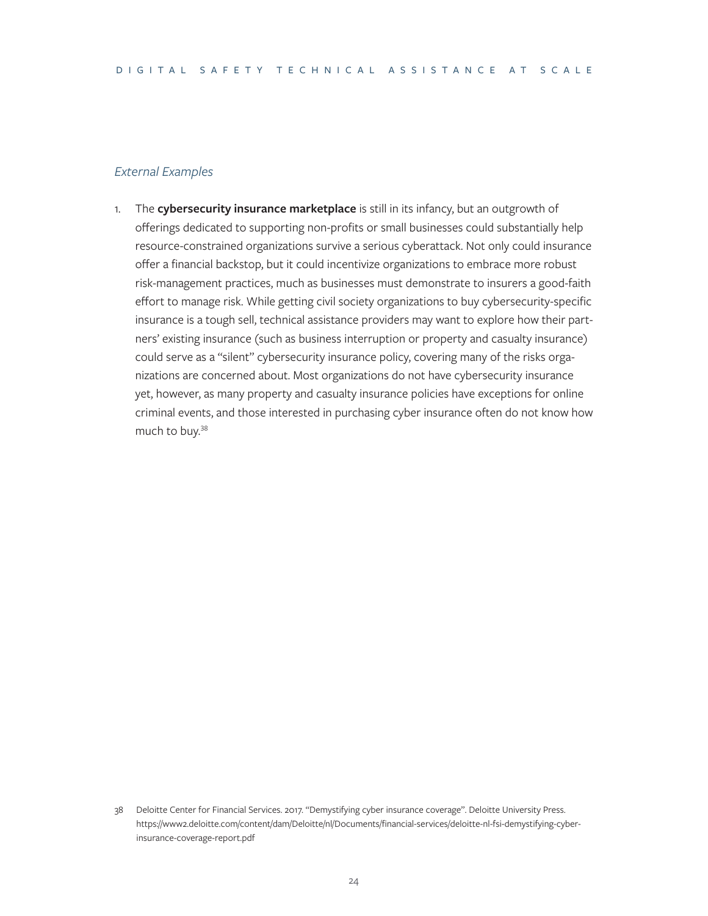*External Examples*

1. The **cybersecurity insurance marketplace** is still in its infancy, but an outgrowth of offerings dedicated to supporting non-profits or small businesses could substantially help resource-constrained organizations survive a serious cyberattack. Not only could insurance offer a financial backstop, but it could incentivize organizations to embrace more robust risk-management practices, much as businesses must demonstrate to insurers a good-faith effort to manage risk. While getting civil society organizations to buy cybersecurity-specific insurance is a tough sell, technical assistance providers may want to explore how their partners' existing insurance (such as business interruption or property and casualty insurance) could serve as a "silent" cybersecurity insurance policy, covering many of the risks organizations are concerned about. Most organizations do not have cybersecurity insurance yet, however, as many property and casualty insurance policies have exceptions for online criminal events, and those interested in purchasing cyber insurance often do not know how much to buy.[38]

38 Deloitte Center for Financial Services. 2017. "Demystifying cyber insurance coverage". Deloitte University Press. https://www2.deloitte.com/content/dam/Deloitte/nl/Documents/financial-services/deloitte-nl-fsi-demystifying-cyber-insurance-coverage-report.pdf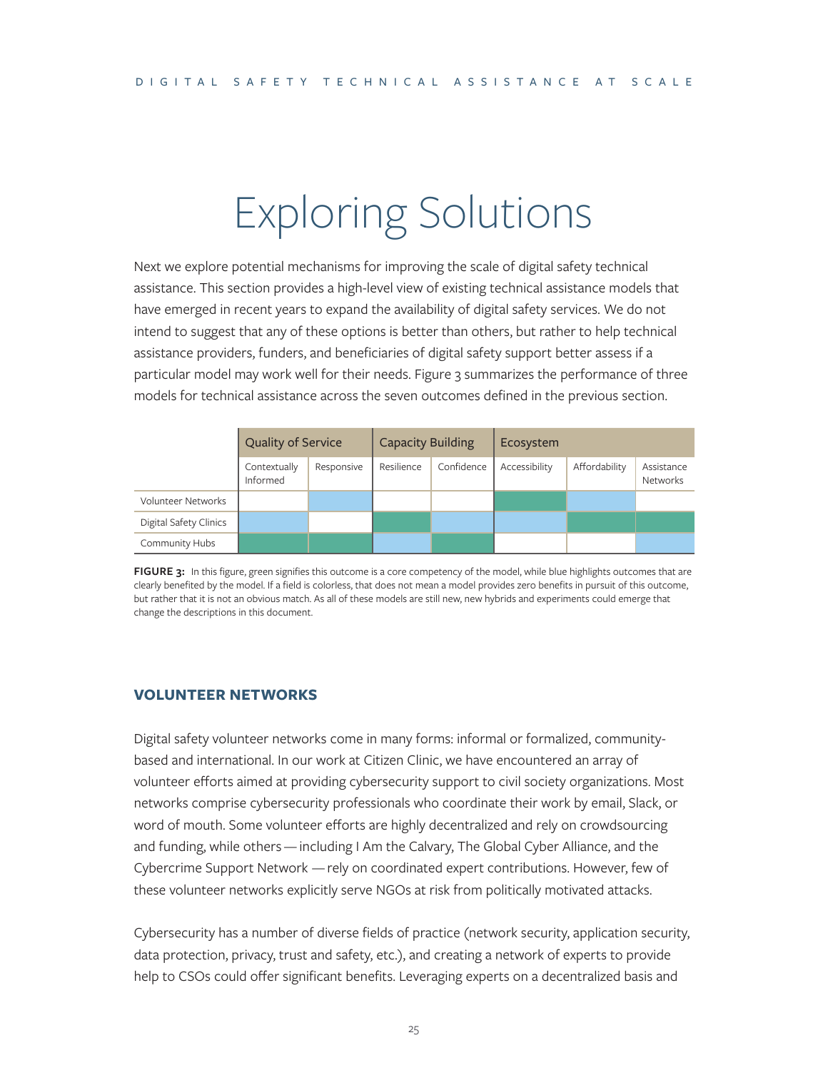# Exploring Solutions

Next we explore potential mechanisms for improving the scale of digital safety technical assistance. This section provides a high-level view of existing technical assistance models that have emerged in recent years to expand the availability of digital safety services. We do not intend to suggest that any of these options is better than others, but rather to help technical assistance providers, funders, and beneficiaries of digital safety support better assess if a particular model may work well for their needs. Figure 3 summarizes the performance of three models for technical assistance across the seven outcomes defined in the previous section.

| | Quality of Service | | Capacity Building | | Ecosystem | | |
|---|---|---|---|---|---|---|---|
| | Contextually Informed | Responsive | Resilience | Confidence | Accessibility | Affordability | Assistance Networks |
| Volunteer Networks | | Blue | | | Green | Blue | |
| Digital Safety Clinics | Blue | | Green | Blue | Blue | Green | Green |
| Community Hubs | Green | Green | Blue | Green | | | Blue |

**FIGURE 3:** In this figure, green signifies this outcome is a core competency of the model, while blue highlights outcomes that are clearly benefited by the model. If a field is colorless, that does not mean a model provides zero benefits in pursuit of this outcome, but rather that it is not an obvious match. As all of these models are still new, new hybrids and experiments could emerge that change the descriptions in this document.

### VOLUNTEER NETWORKS

Digital safety volunteer networks come in many forms: informal or formalized, community-based and international. In our work at Citizen Clinic, we have encountered an array of volunteer efforts aimed at providing cybersecurity support to civil society organizations. Most networks comprise cybersecurity professionals who coordinate their work by email, Slack, or word of mouth. Some volunteer efforts are highly decentralized and rely on crowdsourcing and funding, while others — including I Am the Calvary, The Global Cyber Alliance, and the Cybercrime Support Network — rely on coordinated expert contributions. However, few of these volunteer networks explicitly serve NGOs at risk from politically motivated attacks.

Cybersecurity has a number of diverse fields of practice (network security, application security, data protection, privacy, trust and safety, etc.), and creating a network of experts to provide help to CSOs could offer significant benefits. Leveraging experts on a decentralized basis and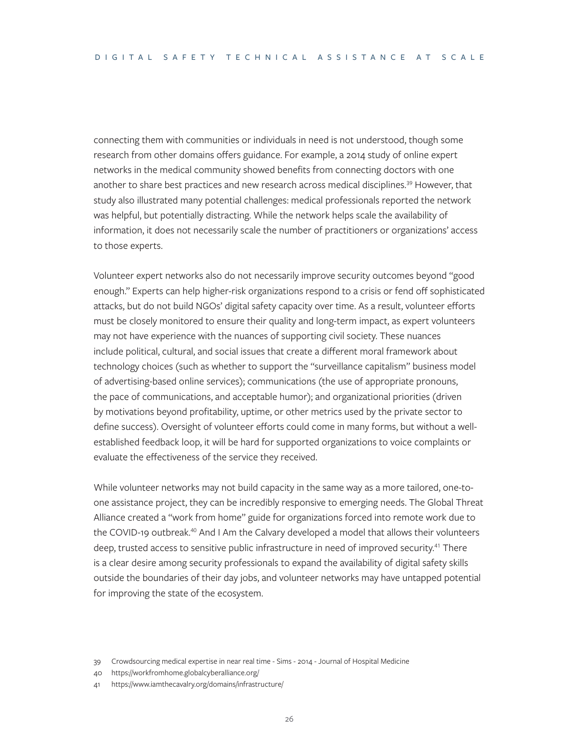connecting them with communities or individuals in need is not understood, though some research from other domains offers guidance. For example, a 2014 study of online expert networks in the medical community showed benefits from connecting doctors with one another to share best practices and new research across medical disciplines.[39] However, that study also illustrated many potential challenges: medical professionals reported the network was helpful, but potentially distracting. While the network helps scale the availability of information, it does not necessarily scale the number of practitioners or organizations' access to those experts.

Volunteer expert networks also do not necessarily improve security outcomes beyond "good enough." Experts can help higher-risk organizations respond to a crisis or fend off sophisticated attacks, but do not build NGOs' digital safety capacity over time. As a result, volunteer efforts must be closely monitored to ensure their quality and long-term impact, as expert volunteers may not have experience with the nuances of supporting civil society. These nuances include political, cultural, and social issues that create a different moral framework about technology choices (such as whether to support the "surveillance capitalism" business model of advertising-based online services); communications (the use of appropriate pronouns, the pace of communications, and acceptable humor); and organizational priorities (driven by motivations beyond profitability, uptime, or other metrics used by the private sector to define success). Oversight of volunteer efforts could come in many forms, but without a well-established feedback loop, it will be hard for supported organizations to voice complaints or evaluate the effectiveness of the service they received.

While volunteer networks may not build capacity in the same way as a more tailored, one-to-one assistance project, they can be incredibly responsive to emerging needs. The Global Threat Alliance created a "work from home" guide for organizations forced into remote work due to the COVID-19 outbreak.[40] And I Am the Calvary developed a model that allows their volunteers deep, trusted access to sensitive public infrastructure in need of improved security.[41] There is a clear desire among security professionals to expand the availability of digital safety skills outside the boundaries of their day jobs, and volunteer networks may have untapped potential for improving the state of the ecosystem.

39 Crowdsourcing medical expertise in near real time - Sims - 2014 - Journal of Hospital Medicine

40 https://workfromhome.globalcyberalliance.org/

41 https://www.iamthecavalry.org/domains/infrastructure/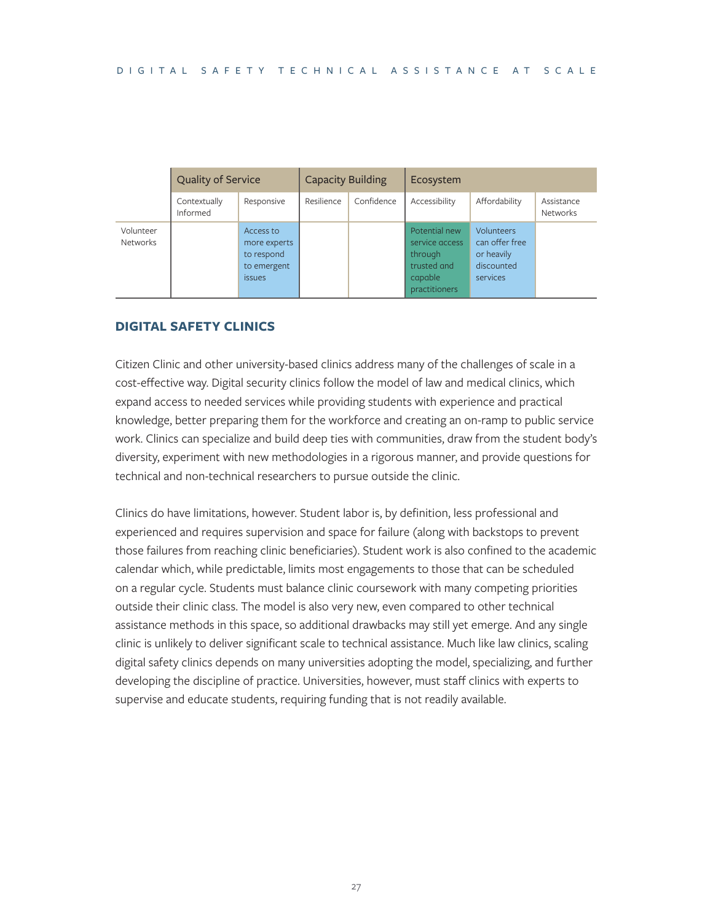| | Quality of Service | | Capacity Building | | Ecosystem | | |
|---|---|---|---|---|---|---|---|
| | Contextually Informed | Responsive | Resilience | Confidence | Accessibility | Affordability | Assistance Networks |
| Volunteer Networks | | Access to more experts to respond to emergent issues | | | Potential new service access through trusted and capable practitioners | Volunteers can offer free or heavily discounted services | |

## DIGITAL SAFETY CLINICS

Citizen Clinic and other university-based clinics address many of the challenges of scale in a cost-effective way. Digital security clinics follow the model of law and medical clinics, which expand access to needed services while providing students with experience and practical knowledge, better preparing them for the workforce and creating an on-ramp to public service work. Clinics can specialize and build deep ties with communities, draw from the student body's diversity, experiment with new methodologies in a rigorous manner, and provide questions for technical and non-technical researchers to pursue outside the clinic.

Clinics do have limitations, however. Student labor is, by definition, less professional and experienced and requires supervision and space for failure (along with backstops to prevent those failures from reaching clinic beneficiaries). Student work is also confined to the academic calendar which, while predictable, limits most engagements to those that can be scheduled on a regular cycle. Students must balance clinic coursework with many competing priorities outside their clinic class. The model is also very new, even compared to other technical assistance methods in this space, so additional drawbacks may still yet emerge. And any single clinic is unlikely to deliver significant scale to technical assistance. Much like law clinics, scaling digital safety clinics depends on many universities adopting the model, specializing, and further developing the discipline of practice. Universities, however, must staff clinics with experts to supervise and educate students, requiring funding that is not readily available.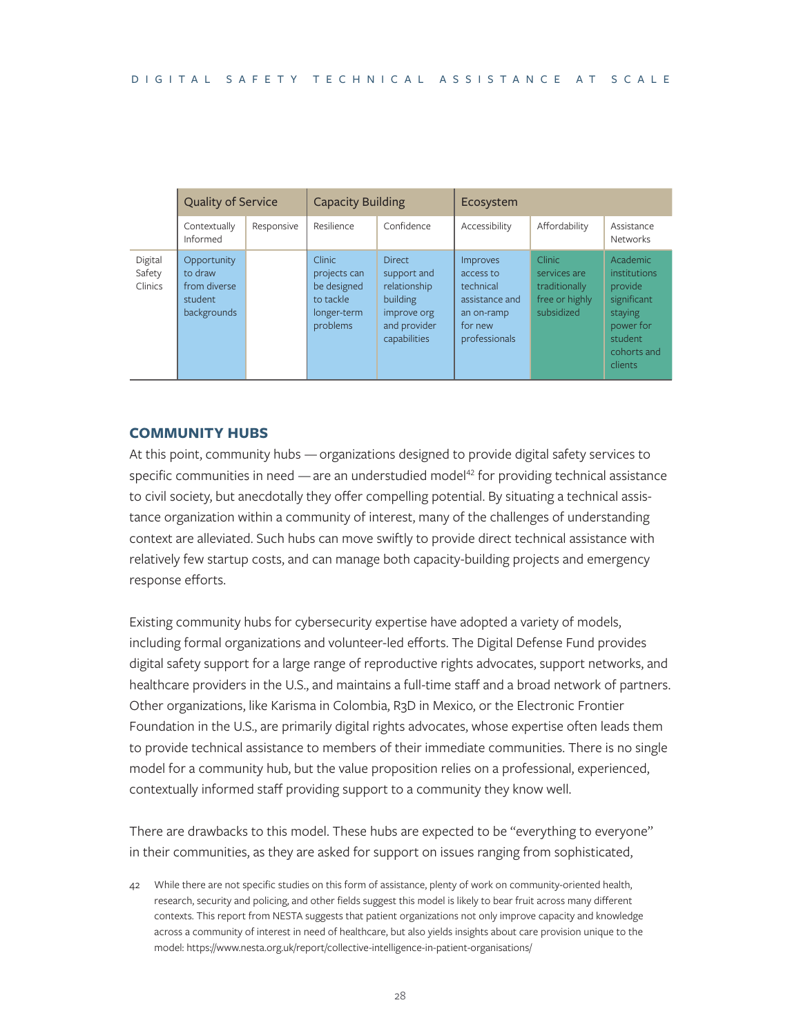| | Quality of Service | | Capacity Building | | Ecosystem | | |
|---|---|---|---|---|---|---|---|
| | Contextually Informed | Responsive | Resilience | Confidence | Accessibility | Affordability | Assistance Networks |
| Digital Safety Clinics | Opportunity to draw from diverse student backgrounds | | Clinic projects can be designed to tackle longer-term problems | Direct support and relationship building improve org and provider capabilities | Improves access to technical assistance and an on-ramp for new professionals | Clinic services are traditionally free or highly subsidized | Academic institutions provide significant staying power for student cohorts and clients |

## COMMUNITY HUBS

At this point, community hubs — organizations designed to provide digital safety services to specific communities in need — are an understudied model[42] for providing technical assistance to civil society, but anecdotally they offer compelling potential. By situating a technical assistance organization within a community of interest, many of the challenges of understanding context are alleviated. Such hubs can move swiftly to provide direct technical assistance with relatively few startup costs, and can manage both capacity-building projects and emergency response efforts.

Existing community hubs for cybersecurity expertise have adopted a variety of models, including formal organizations and volunteer-led efforts. The Digital Defense Fund provides digital safety support for a large range of reproductive rights advocates, support networks, and healthcare providers in the U.S., and maintains a full-time staff and a broad network of partners. Other organizations, like Karisma in Colombia, R3D in Mexico, or the Electronic Frontier Foundation in the U.S., are primarily digital rights advocates, whose expertise often leads them to provide technical assistance to members of their immediate communities. There is no single model for a community hub, but the value proposition relies on a professional, experienced, contextually informed staff providing support to a community they know well.

There are drawbacks to this model. These hubs are expected to be "everything to everyone" in their communities, as they are asked for support on issues ranging from sophisticated,

42 While there are not specific studies on this form of assistance, plenty of work on community-oriented health, research, security and policing, and other fields suggest this model is likely to bear fruit across many different contexts. This report from NESTA suggests that patient organizations not only improve capacity and knowledge across a community of interest in need of healthcare, but also yields insights about care provision unique to the model: https://www.nesta.org.uk/report/collective-intelligence-in-patient-organisations/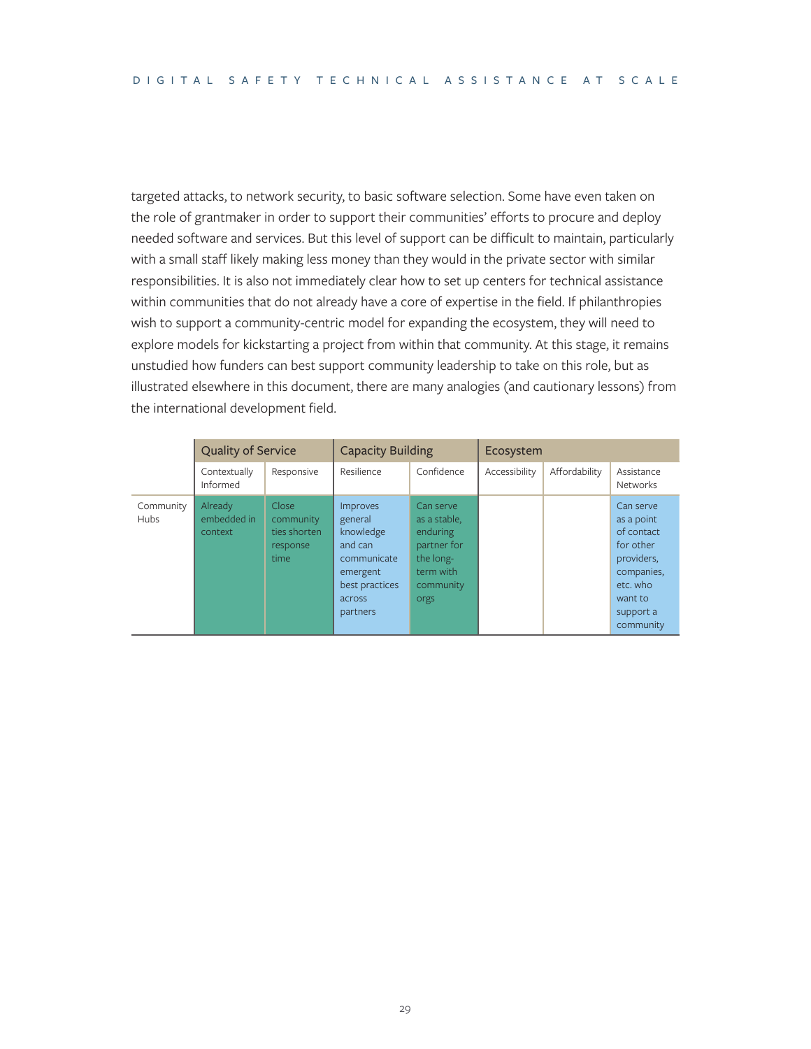targeted attacks, to network security, to basic software selection. Some have even taken on the role of grantmaker in order to support their communities' efforts to procure and deploy needed software and services. But this level of support can be difficult to maintain, particularly with a small staff likely making less money than they would in the private sector with similar responsibilities. It is also not immediately clear how to set up centers for technical assistance within communities that do not already have a core of expertise in the field. If philanthropies wish to support a community-centric model for expanding the ecosystem, they will need to explore models for kickstarting a project from within that community. At this stage, it remains unstudied how funders can best support community leadership to take on this role, but as illustrated elsewhere in this document, there are many analogies (and cautionary lessons) from the international development field.

| | Quality of Service | | Capacity Building | | Ecosystem | | |
|---|---|---|---|---|---|---|---|
| | Contextually Informed | Responsive | Resilience | Confidence | Accessibility | Affordability | Assistance Networks |
| Community Hubs | Already embedded in context | Close community ties shorten response time | Improves general knowledge and can communicate emergent best practices across partners | Can serve as a stable, enduring partner for the long-term with community orgs | | | Can serve as a point of contact for other providers, companies, etc. who want to support a community |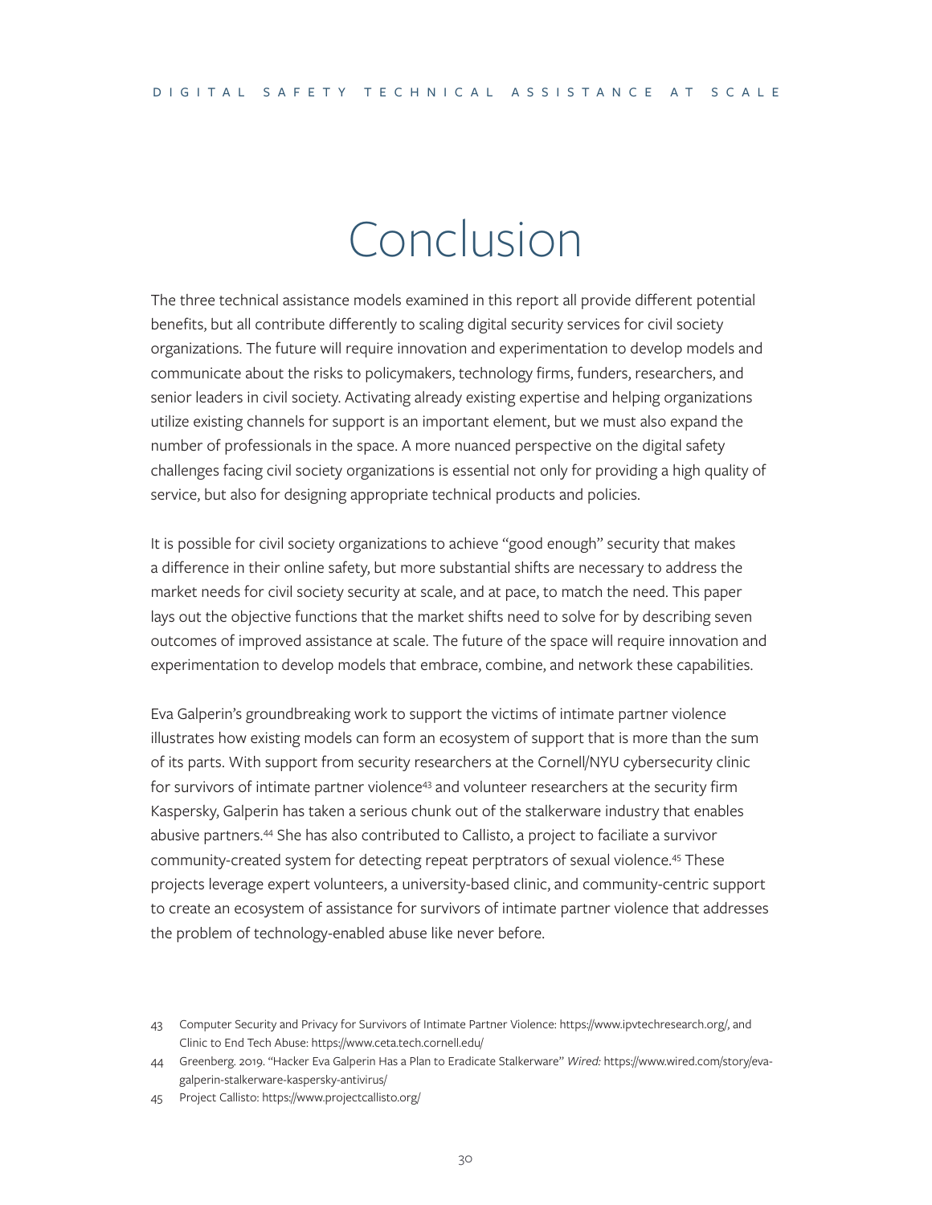# Conclusion

The three technical assistance models examined in this report all provide different potential benefits, but all contribute differently to scaling digital security services for civil society organizations. The future will require innovation and experimentation to develop models and communicate about the risks to policymakers, technology firms, funders, researchers, and senior leaders in civil society. Activating already existing expertise and helping organizations utilize existing channels for support is an important element, but we must also expand the number of professionals in the space. A more nuanced perspective on the digital safety challenges facing civil society organizations is essential not only for providing a high quality of service, but also for designing appropriate technical products and policies.

It is possible for civil society organizations to achieve "good enough" security that makes a difference in their online safety, but more substantial shifts are necessary to address the market needs for civil society security at scale, and at pace, to match the need. This paper lays out the objective functions that the market shifts need to solve for by describing seven outcomes of improved assistance at scale. The future of the space will require innovation and experimentation to develop models that embrace, combine, and network these capabilities.

Eva Galperin's groundbreaking work to support the victims of intimate partner violence illustrates how existing models can form an ecosystem of support that is more than the sum of its parts. With support from security researchers at the Cornell/NYU cybersecurity clinic for survivors of intimate partner violence[43] and volunteer researchers at the security firm Kaspersky, Galperin has taken a serious chunk out of the stalkerware industry that enables abusive partners.[44] She has also contributed to Callisto, a project to faciliate a survivor community-created system for detecting repeat perptrators of sexual violence.[45] These projects leverage expert volunteers, a university-based clinic, and community-centric support to create an ecosystem of assistance for survivors of intimate partner violence that addresses the problem of technology-enabled abuse like never before.

43 Computer Security and Privacy for Survivors of Intimate Partner Violence: https://www.ipvtechresearch.org/, and Clinic to End Tech Abuse: https://www.ceta.tech.cornell.edu/

44 Greenberg. 2019. "Hacker Eva Galperin Has a Plan to Eradicate Stalkerware" *Wired:* https://www.wired.com/story/eva-galperin-stalkerware-kaspersky-antivirus/

45 Project Callisto: https://www.projectcallisto.org/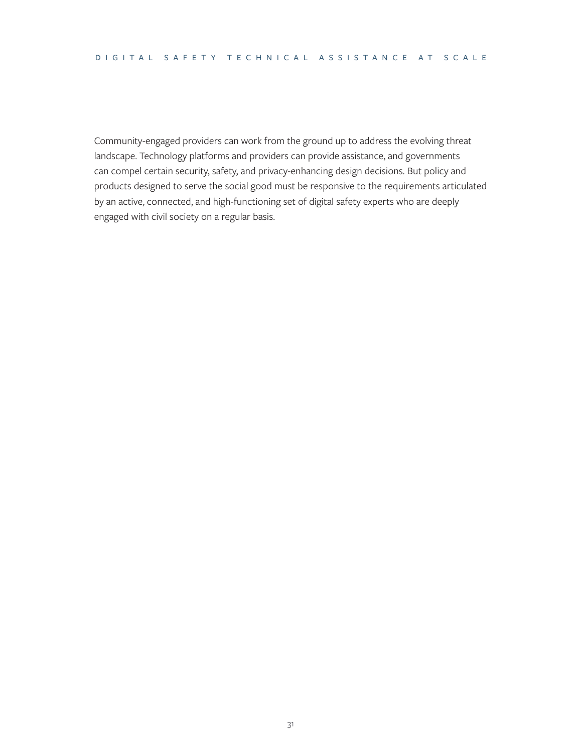Community-engaged providers can work from the ground up to address the evolving threat landscape. Technology platforms and providers can provide assistance, and governments can compel certain security, safety, and privacy-enhancing design decisions. But policy and products designed to serve the social good must be responsive to the requirements articulated by an active, connected, and high-functioning set of digital safety experts who are deeply engaged with civil society on a regular basis.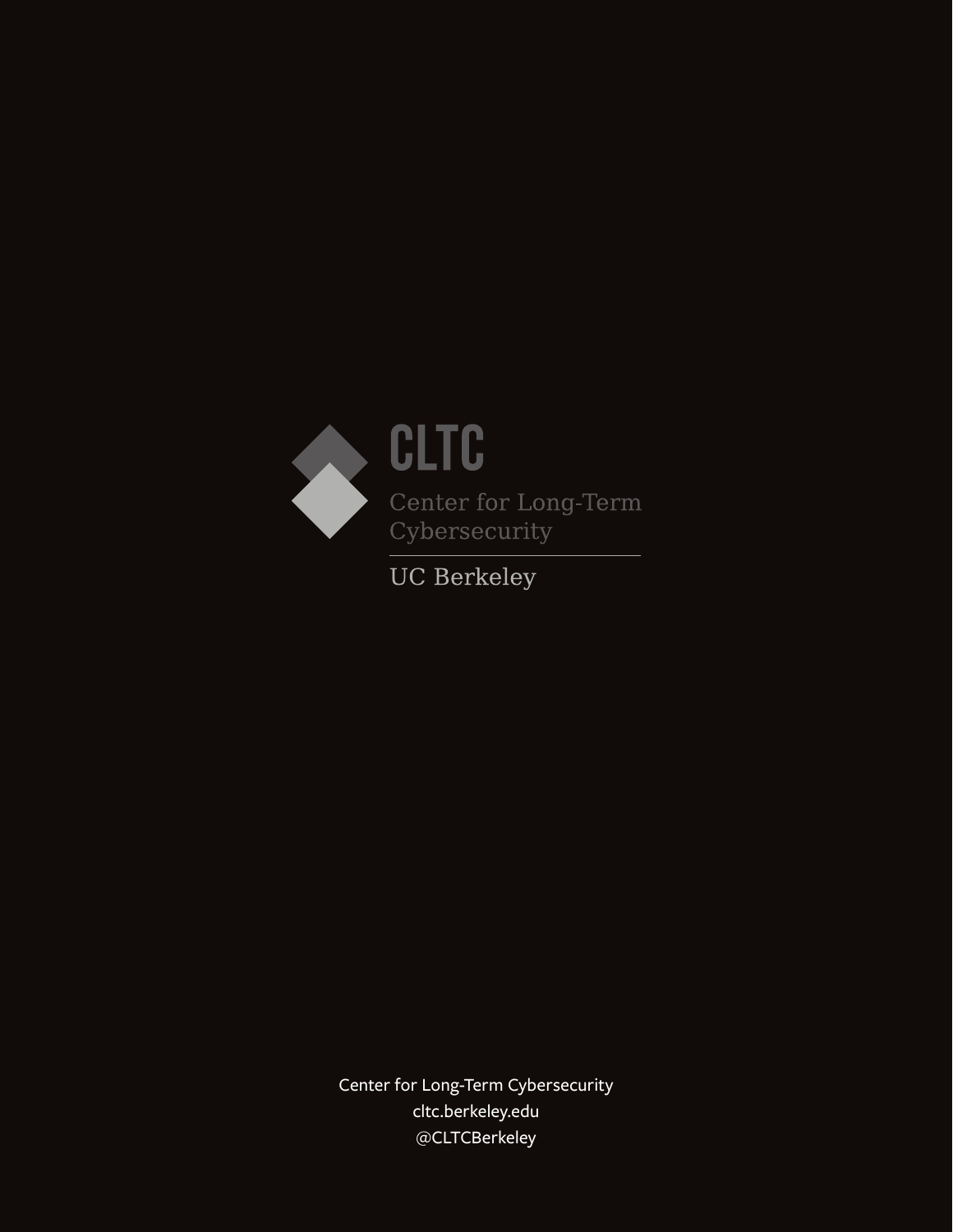CLTC

Center for Long-Term Cybersecurity

UC Berkeley

Center for Long-Term Cybersecurity
cltc.berkeley.edu
@CLTCBerkeley